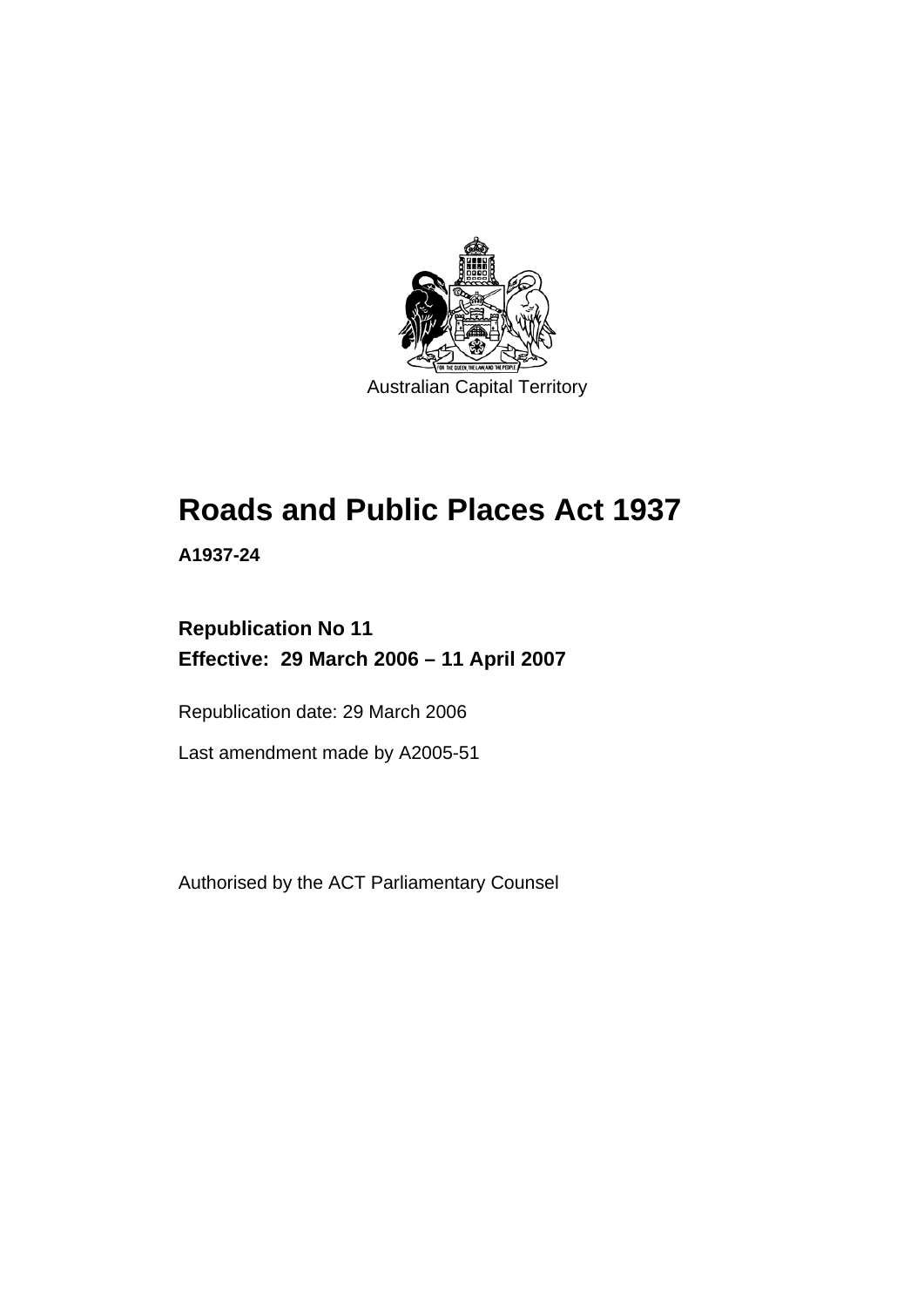Australian Capital Territory

# Roads and Public Places Act 1937

**A1937-24**

**Republication No 11**
**Effective: 29 March 2006 – 11 April 2007**

Republication date: 29 March 2006

Last amendment made by A2005-51

Authorised by the ACT Parliamentary Counsel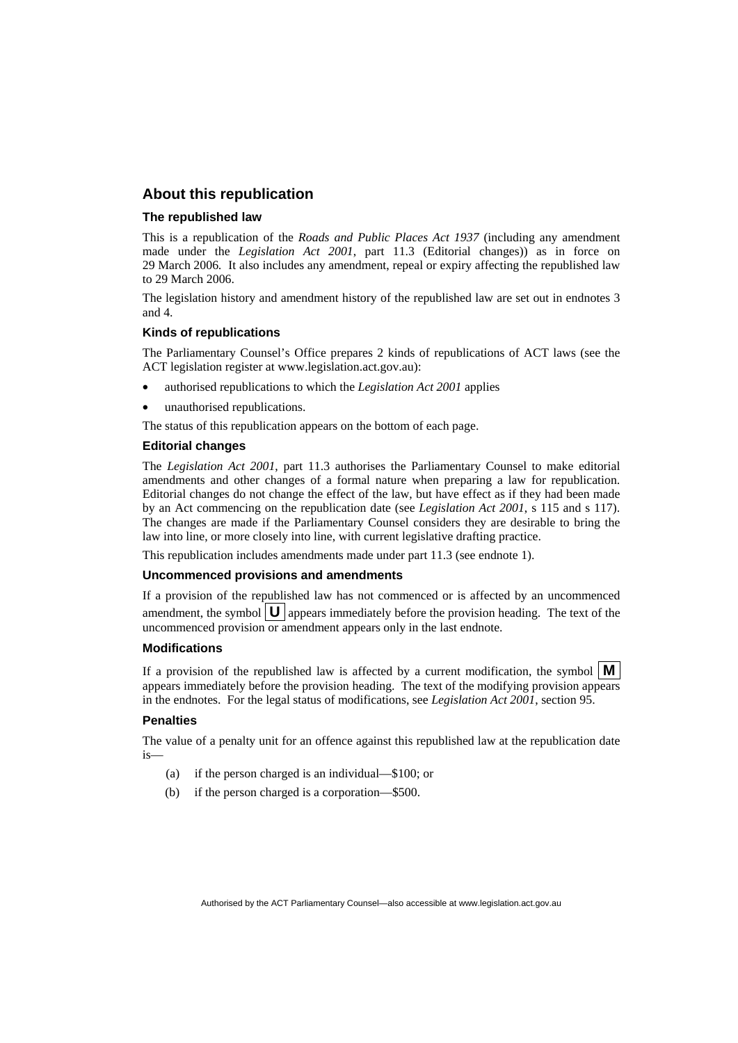## About this republication

### The republished law

This is a republication of the *Roads and Public Places Act 1937* (including any amendment made under the *Legislation Act 2001*, part 11.3 (Editorial changes)) as in force on 29 March 2006*.* It also includes any amendment, repeal or expiry affecting the republished law to 29 March 2006.

The legislation history and amendment history of the republished law are set out in endnotes 3 and 4.

### Kinds of republications

The Parliamentary Counsel's Office prepares 2 kinds of republications of ACT laws (see the ACT legislation register at www.legislation.act.gov.au):

- authorised republications to which the *Legislation Act 2001* applies
- unauthorised republications.

The status of this republication appears on the bottom of each page.

### Editorial changes

The *Legislation Act 2001*, part 11.3 authorises the Parliamentary Counsel to make editorial amendments and other changes of a formal nature when preparing a law for republication. Editorial changes do not change the effect of the law, but have effect as if they had been made by an Act commencing on the republication date (see *Legislation Act 2001*, s 115 and s 117). The changes are made if the Parliamentary Counsel considers they are desirable to bring the law into line, or more closely into line, with current legislative drafting practice.

This republication includes amendments made under part 11.3 (see endnote 1).

### Uncommenced provisions and amendments

If a provision of the republished law has not commenced or is affected by an uncommenced amendment, the symbol **U** appears immediately before the provision heading. The text of the uncommenced provision or amendment appears only in the last endnote.

### Modifications

If a provision of the republished law is affected by a current modification, the symbol **M** appears immediately before the provision heading. The text of the modifying provision appears in the endnotes. For the legal status of modifications, see *Legislation Act 2001*, section 95.

### Penalties

The value of a penalty unit for an offence against this republished law at the republication date is—

(a) if the person charged is an individual—$100; or

(b) if the person charged is a corporation—$500.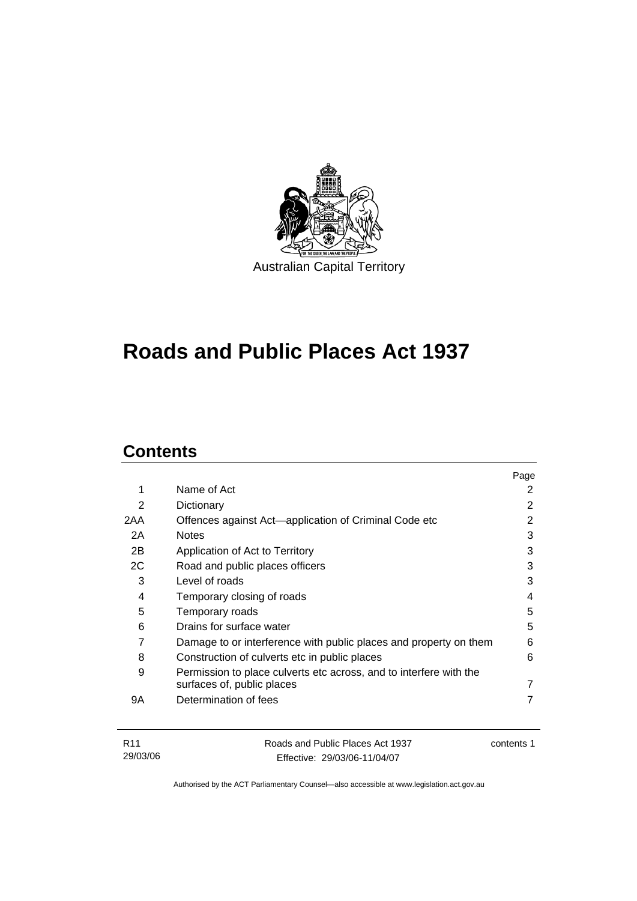Australian Capital Territory

# Roads and Public Places Act 1937

## Contents

| | | Page |
|---|---|---|
| 1 | Name of Act | 2 |
| 2 | Dictionary | 2 |
| 2AA | Offences against Act—application of Criminal Code etc | 2 |
| 2A | Notes | 3 |
| 2B | Application of Act to Territory | 3 |
| 2C | Road and public places officers | 3 |
| 3 | Level of roads | 3 |
| 4 | Temporary closing of roads | 4 |
| 5 | Temporary roads | 5 |
| 6 | Drains for surface water | 5 |
| 7 | Damage to or interference with public places and property on them | 6 |
| 8 | Construction of culverts etc in public places | 6 |
| 9 | Permission to place culverts etc across, and to interfere with the surfaces of, public places | 7 |
| 9A | Determination of fees | 7 |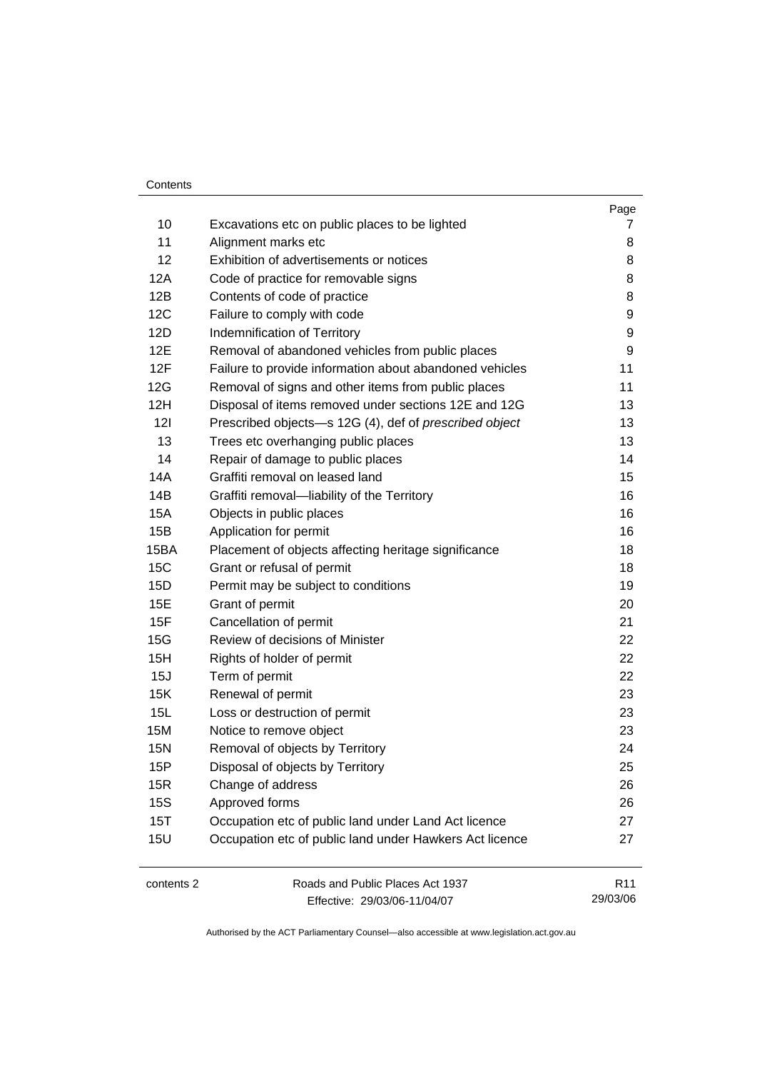| | | Page |
|---|---|---|
| 10 | Excavations etc on public places to be lighted | 7 |
| 11 | Alignment marks etc | 8 |
| 12 | Exhibition of advertisements or notices | 8 |
| 12A | Code of practice for removable signs | 8 |
| 12B | Contents of code of practice | 8 |
| 12C | Failure to comply with code | 9 |
| 12D | Indemnification of Territory | 9 |
| 12E | Removal of abandoned vehicles from public places | 9 |
| 12F | Failure to provide information about abandoned vehicles | 11 |
| 12G | Removal of signs and other items from public places | 11 |
| 12H | Disposal of items removed under sections 12E and 12G | 13 |
| 12I | Prescribed objects—s 12G (4), def of *prescribed object* | 13 |
| 13 | Trees etc overhanging public places | 13 |
| 14 | Repair of damage to public places | 14 |
| 14A | Graffiti removal on leased land | 15 |
| 14B | Graffiti removal—liability of the Territory | 16 |
| 15A | Objects in public places | 16 |
| 15B | Application for permit | 16 |
| 15BA | Placement of objects affecting heritage significance | 18 |
| 15C | Grant or refusal of permit | 18 |
| 15D | Permit may be subject to conditions | 19 |
| 15E | Grant of permit | 20 |
| 15F | Cancellation of permit | 21 |
| 15G | Review of decisions of Minister | 22 |
| 15H | Rights of holder of permit | 22 |
| 15J | Term of permit | 22 |
| 15K | Renewal of permit | 23 |
| 15L | Loss or destruction of permit | 23 |
| 15M | Notice to remove object | 23 |
| 15N | Removal of objects by Territory | 24 |
| 15P | Disposal of objects by Territory | 25 |
| 15R | Change of address | 26 |
| 15S | Approved forms | 26 |
| 15T | Occupation etc of public land under Land Act licence | 27 |
| 15U | Occupation etc of public land under Hawkers Act licence | 27 |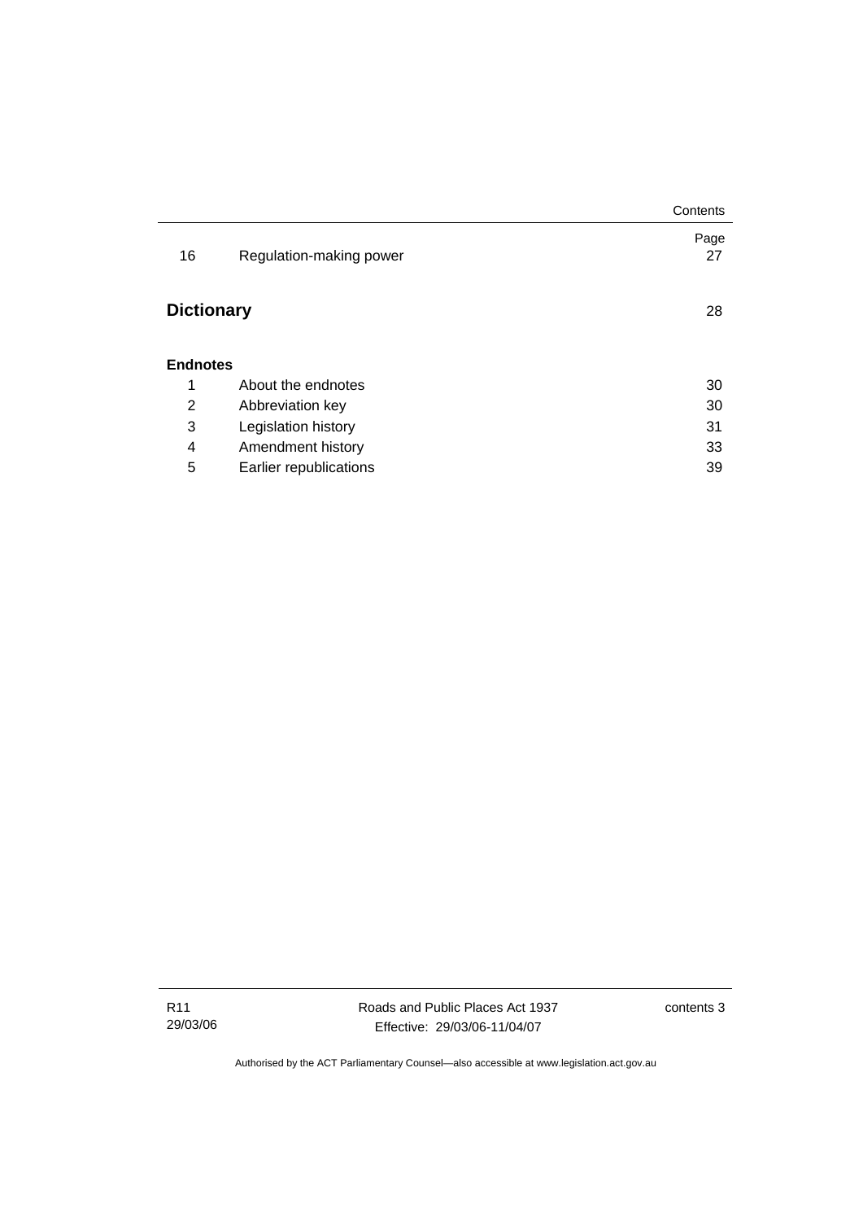| | | Page |
|---|---|---|
| 16 | Regulation-making power | 27 |

**Dictionary** 28

**Endnotes**

| | | |
|---|---|---|
| 1 | About the endnotes | 30 |
| 2 | Abbreviation key | 30 |
| 3 | Legislation history | 31 |
| 4 | Amendment history | 33 |
| 5 | Earlier republications | 39 |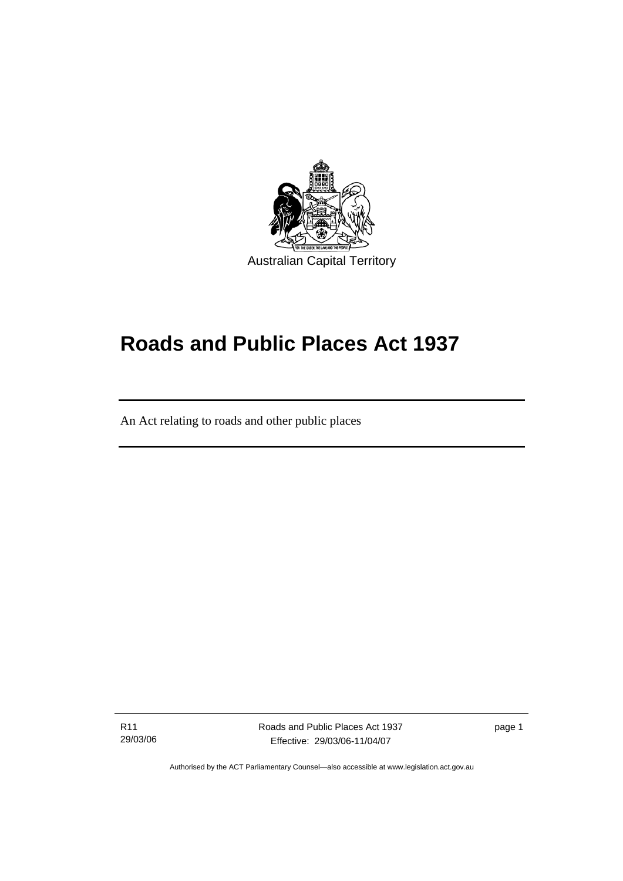Australian Capital Territory

# Roads and Public Places Act 1937

An Act relating to roads and other public places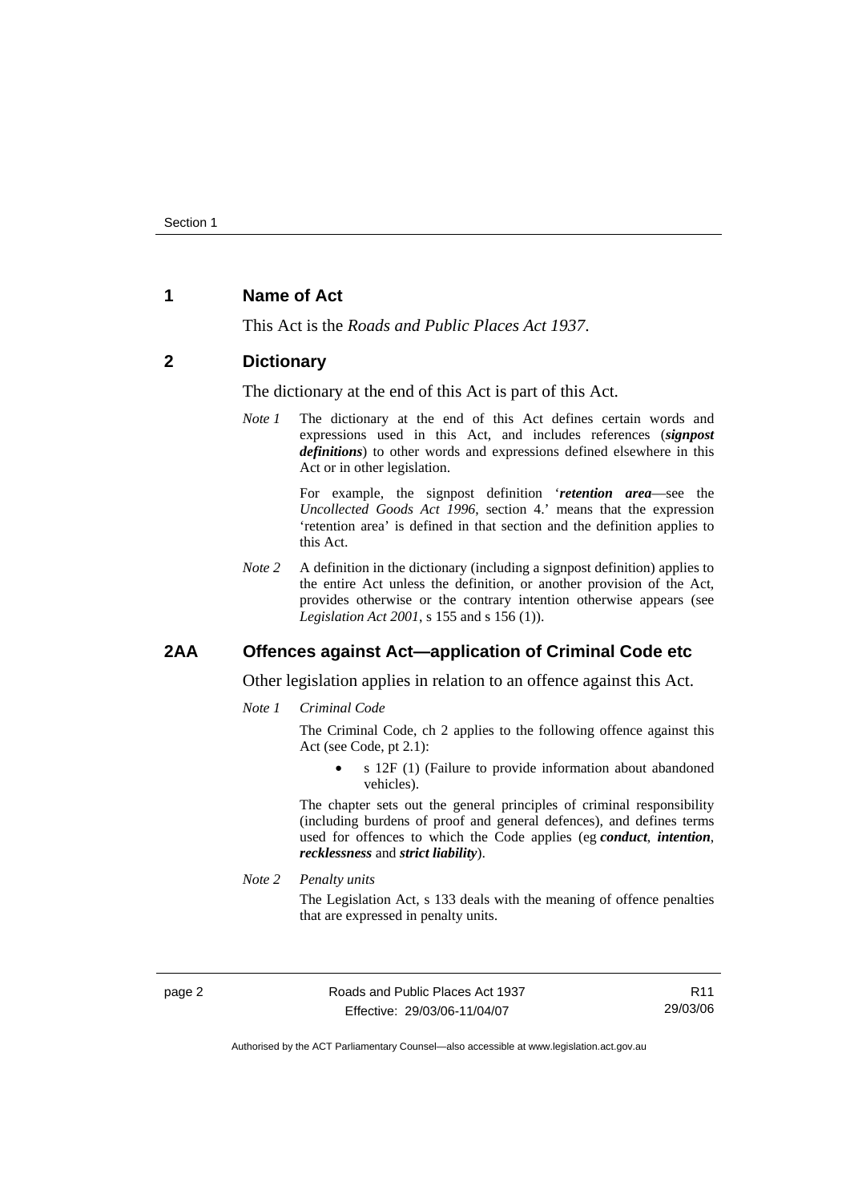## 1 Name of Act

This Act is the *Roads and Public Places Act 1937*.

## 2 Dictionary

The dictionary at the end of this Act is part of this Act.

*Note 1* The dictionary at the end of this Act defines certain words and expressions used in this Act, and includes references (***signpost definitions***) to other words and expressions defined elsewhere in this Act or in other legislation.

For example, the signpost definition '***retention area***—see the *Uncollected Goods Act 1996*, section 4.' means that the expression 'retention area' is defined in that section and the definition applies to this Act.

*Note 2* A definition in the dictionary (including a signpost definition) applies to the entire Act unless the definition, or another provision of the Act, provides otherwise or the contrary intention otherwise appears (see *Legislation Act 2001*, s 155 and s 156 (1)).

## 2AA Offences against Act—application of Criminal Code etc

Other legislation applies in relation to an offence against this Act.

*Note 1* *Criminal Code*

The Criminal Code, ch 2 applies to the following offence against this Act (see Code, pt 2.1):

- s 12F (1) (Failure to provide information about abandoned vehicles).

The chapter sets out the general principles of criminal responsibility (including burdens of proof and general defences), and defines terms used for offences to which the Code applies (eg ***conduct***, ***intention***, ***recklessness*** and ***strict liability***).

*Note 2* *Penalty units*

The Legislation Act, s 133 deals with the meaning of offence penalties that are expressed in penalty units.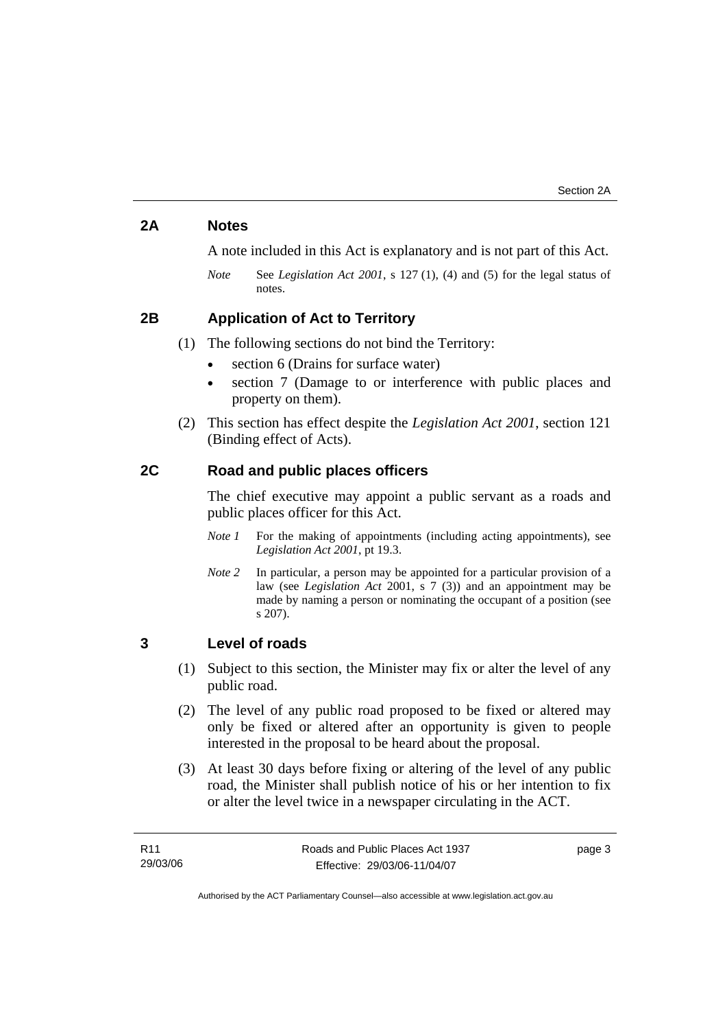## 2A Notes

A note included in this Act is explanatory and is not part of this Act.

*Note* See *Legislation Act 2001*, s 127 (1), (4) and (5) for the legal status of notes.

## 2B Application of Act to Territory

(1) The following sections do not bind the Territory:

- section 6 (Drains for surface water)
- section 7 (Damage to or interference with public places and property on them).

(2) This section has effect despite the *Legislation Act 2001*, section 121 (Binding effect of Acts).

## 2C Road and public places officers

The chief executive may appoint a public servant as a roads and public places officer for this Act.

*Note 1* For the making of appointments (including acting appointments), see *Legislation Act 2001*, pt 19.3.

*Note 2* In particular, a person may be appointed for a particular provision of a law (see *Legislation Act* 2001, s 7 (3)) and an appointment may be made by naming a person or nominating the occupant of a position (see s 207).

## 3 Level of roads

(1) Subject to this section, the Minister may fix or alter the level of any public road.

(2) The level of any public road proposed to be fixed or altered may only be fixed or altered after an opportunity is given to people interested in the proposal to be heard about the proposal.

(3) At least 30 days before fixing or altering of the level of any public road, the Minister shall publish notice of his or her intention to fix or alter the level twice in a newspaper circulating in the ACT.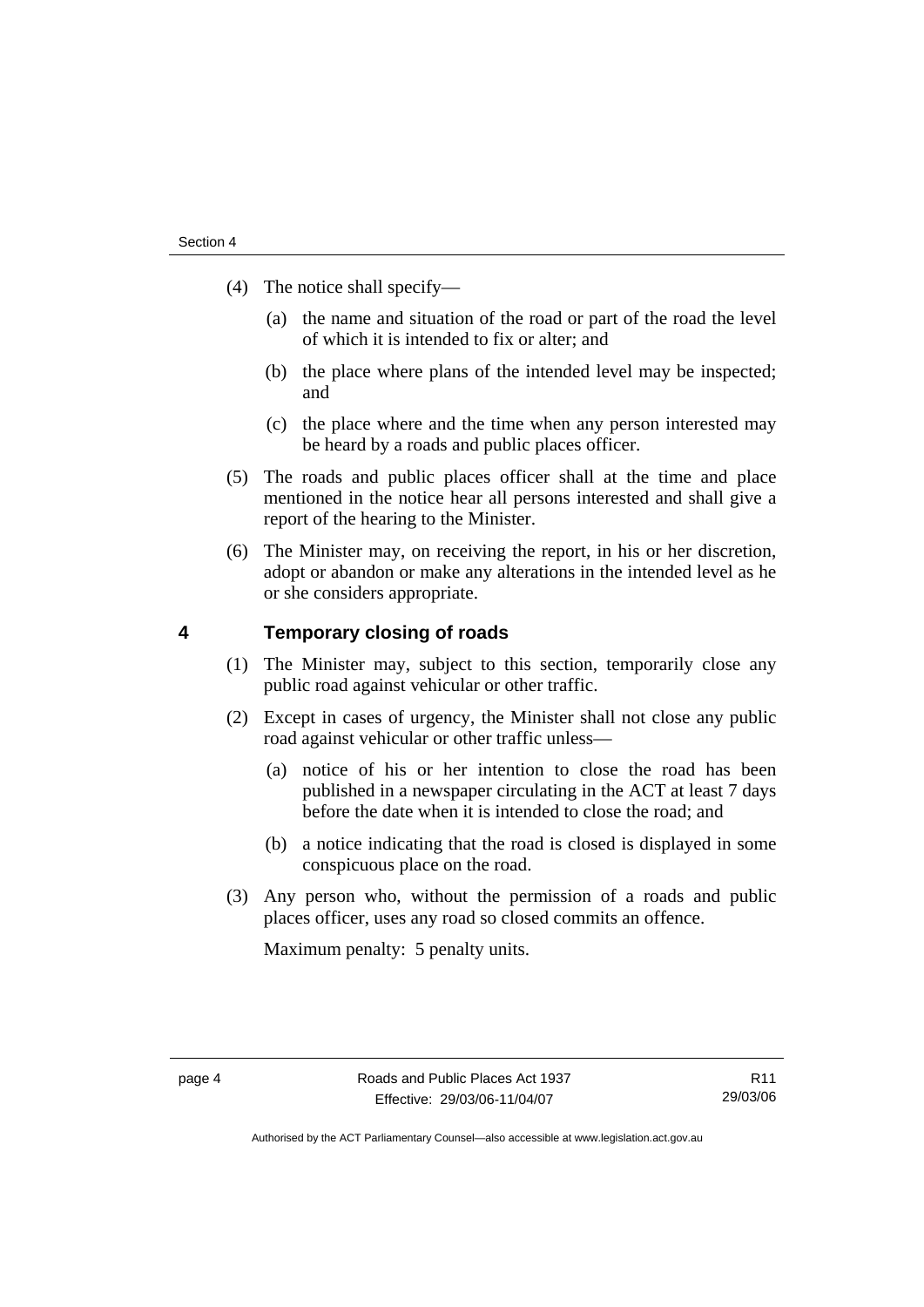(4) The notice shall specify—

(a) the name and situation of the road or part of the road the level of which it is intended to fix or alter; and

(b) the place where plans of the intended level may be inspected; and

(c) the place where and the time when any person interested may be heard by a roads and public places officer.

(5) The roads and public places officer shall at the time and place mentioned in the notice hear all persons interested and shall give a report of the hearing to the Minister.

(6) The Minister may, on receiving the report, in his or her discretion, adopt or abandon or make any alterations in the intended level as he or she considers appropriate.

## 4 Temporary closing of roads

(1) The Minister may, subject to this section, temporarily close any public road against vehicular or other traffic.

(2) Except in cases of urgency, the Minister shall not close any public road against vehicular or other traffic unless—

(a) notice of his or her intention to close the road has been published in a newspaper circulating in the ACT at least 7 days before the date when it is intended to close the road; and

(b) a notice indicating that the road is closed is displayed in some conspicuous place on the road.

(3) Any person who, without the permission of a roads and public places officer, uses any road so closed commits an offence.

Maximum penalty: 5 penalty units.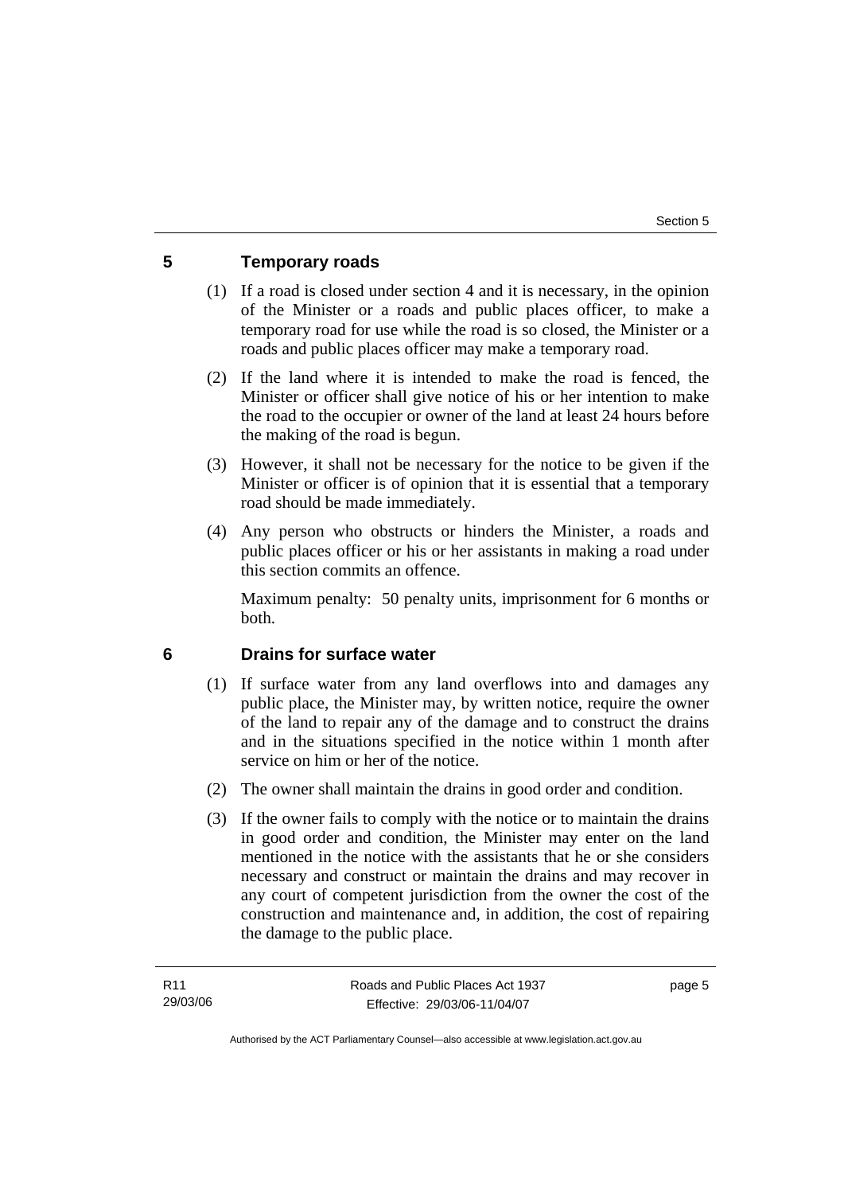## 5 Temporary roads

(1) If a road is closed under section 4 and it is necessary, in the opinion of the Minister or a roads and public places officer, to make a temporary road for use while the road is so closed, the Minister or a roads and public places officer may make a temporary road.

(2) If the land where it is intended to make the road is fenced, the Minister or officer shall give notice of his or her intention to make the road to the occupier or owner of the land at least 24 hours before the making of the road is begun.

(3) However, it shall not be necessary for the notice to be given if the Minister or officer is of opinion that it is essential that a temporary road should be made immediately.

(4) Any person who obstructs or hinders the Minister, a roads and public places officer or his or her assistants in making a road under this section commits an offence.

Maximum penalty: 50 penalty units, imprisonment for 6 months or both.

## 6 Drains for surface water

(1) If surface water from any land overflows into and damages any public place, the Minister may, by written notice, require the owner of the land to repair any of the damage and to construct the drains and in the situations specified in the notice within 1 month after service on him or her of the notice.

(2) The owner shall maintain the drains in good order and condition.

(3) If the owner fails to comply with the notice or to maintain the drains in good order and condition, the Minister may enter on the land mentioned in the notice with the assistants that he or she considers necessary and construct or maintain the drains and may recover in any court of competent jurisdiction from the owner the cost of the construction and maintenance and, in addition, the cost of repairing the damage to the public place.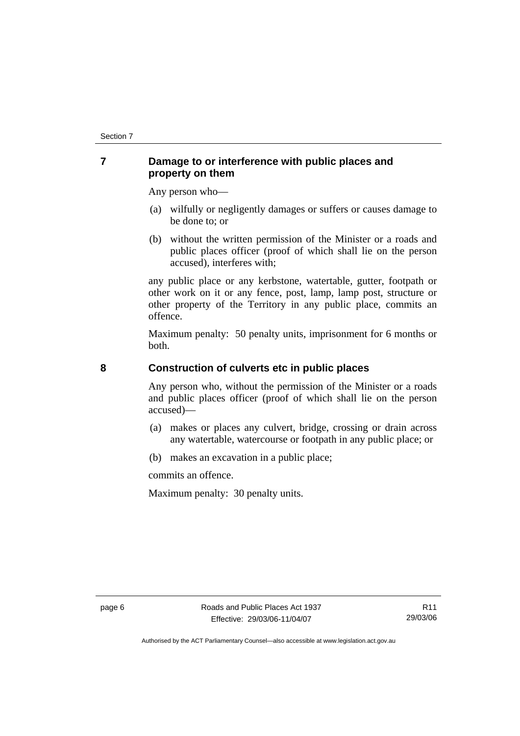## 7 Damage to or interference with public places and property on them

Any person who—

(a) wilfully or negligently damages or suffers or causes damage to be done to; or

(b) without the written permission of the Minister or a roads and public places officer (proof of which shall lie on the person accused), interferes with;

any public place or any kerbstone, watertable, gutter, footpath or other work on it or any fence, post, lamp, lamp post, structure or other property of the Territory in any public place, commits an offence.

Maximum penalty: 50 penalty units, imprisonment for 6 months or both.

## 8 Construction of culverts etc in public places

Any person who, without the permission of the Minister or a roads and public places officer (proof of which shall lie on the person accused)—

(a) makes or places any culvert, bridge, crossing or drain across any watertable, watercourse or footpath in any public place; or

(b) makes an excavation in a public place;

commits an offence.

Maximum penalty: 30 penalty units.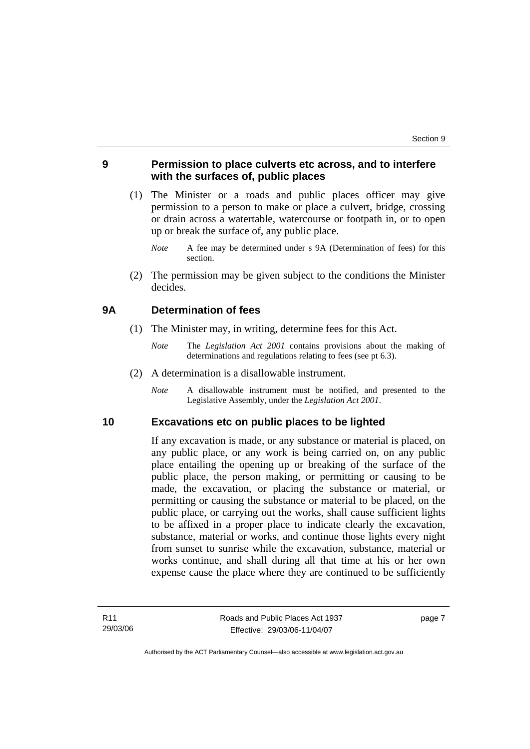## 9 Permission to place culverts etc across, and to interfere with the surfaces of, public places

(1) The Minister or a roads and public places officer may give permission to a person to make or place a culvert, bridge, crossing or drain across a watertable, watercourse or footpath in, or to open up or break the surface of, any public place.

*Note* A fee may be determined under s 9A (Determination of fees) for this section.

(2) The permission may be given subject to the conditions the Minister decides.

## 9A Determination of fees

(1) The Minister may, in writing, determine fees for this Act.

*Note* The *Legislation Act 2001* contains provisions about the making of determinations and regulations relating to fees (see pt 6.3).

(2) A determination is a disallowable instrument.

*Note* A disallowable instrument must be notified, and presented to the Legislative Assembly, under the *Legislation Act 2001*.

## 10 Excavations etc on public places to be lighted

If any excavation is made, or any substance or material is placed, on any public place, or any work is being carried on, on any public place entailing the opening up or breaking of the surface of the public place, the person making, or permitting or causing to be made, the excavation, or placing the substance or material, or permitting or causing the substance or material to be placed, on the public place, or carrying out the works, shall cause sufficient lights to be affixed in a proper place to indicate clearly the excavation, substance, material or works, and continue those lights every night from sunset to sunrise while the excavation, substance, material or works continue, and shall during all that time at his or her own expense cause the place where they are continued to be sufficiently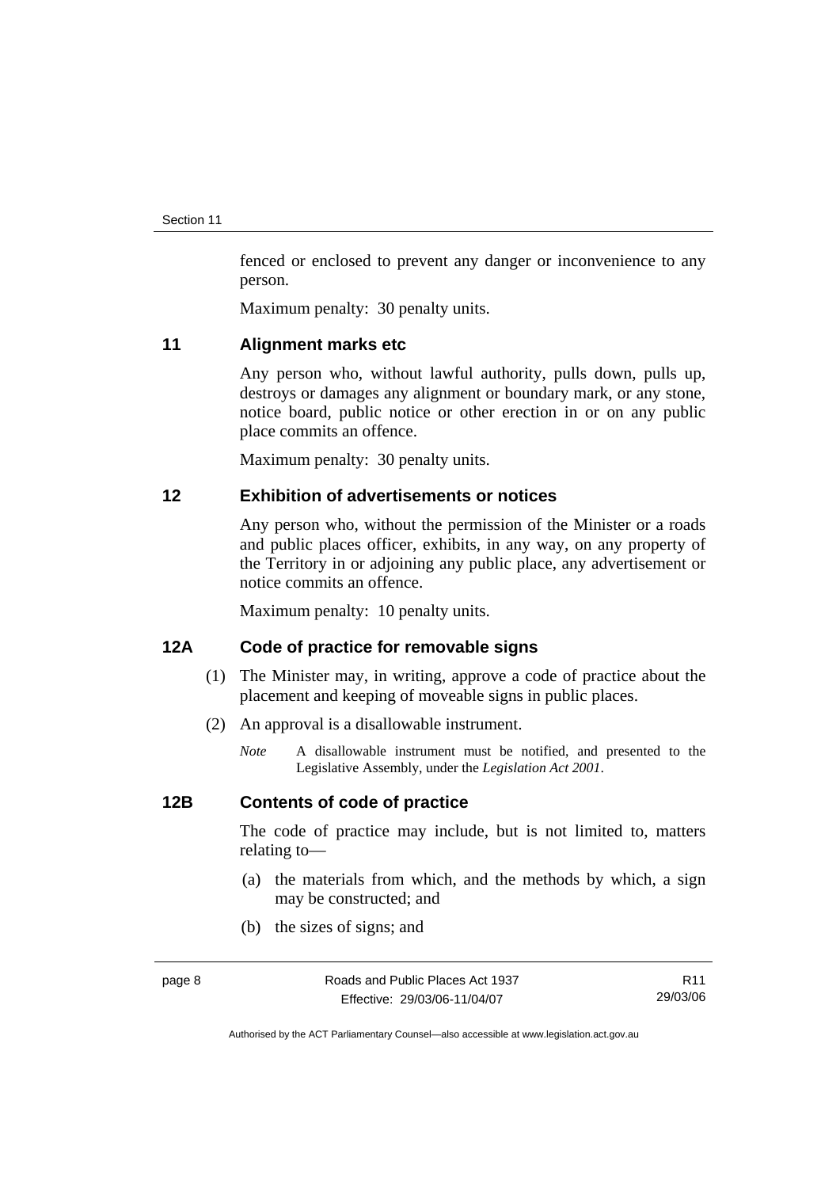fenced or enclosed to prevent any danger or inconvenience to any person.

Maximum penalty: 30 penalty units.

### 11 Alignment marks etc

Any person who, without lawful authority, pulls down, pulls up, destroys or damages any alignment or boundary mark, or any stone, notice board, public notice or other erection in or on any public place commits an offence.

Maximum penalty: 30 penalty units.

### 12 Exhibition of advertisements or notices

Any person who, without the permission of the Minister or a roads and public places officer, exhibits, in any way, on any property of the Territory in or adjoining any public place, any advertisement or notice commits an offence.

Maximum penalty: 10 penalty units.

### 12A Code of practice for removable signs

(1) The Minister may, in writing, approve a code of practice about the placement and keeping of moveable signs in public places.

(2) An approval is a disallowable instrument.

*Note* A disallowable instrument must be notified, and presented to the Legislative Assembly, under the *Legislation Act 2001*.

### 12B Contents of code of practice

The code of practice may include, but is not limited to, matters relating to—

(a) the materials from which, and the methods by which, a sign may be constructed; and

(b) the sizes of signs; and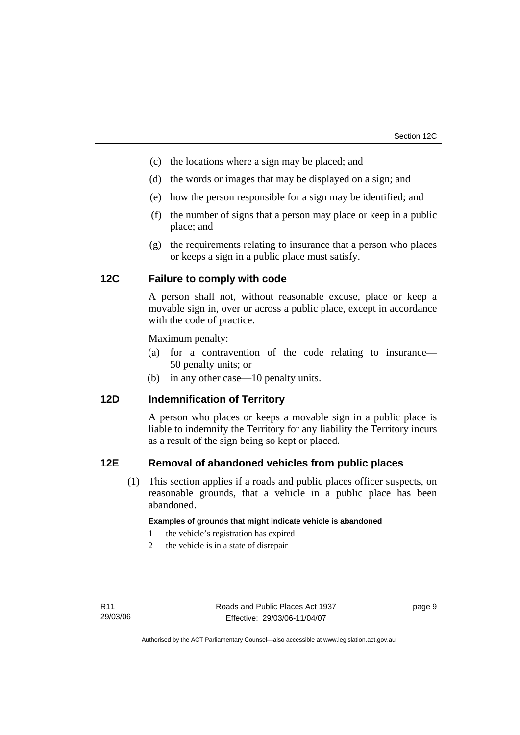(c) the locations where a sign may be placed; and

(d) the words or images that may be displayed on a sign; and

(e) how the person responsible for a sign may be identified; and

(f) the number of signs that a person may place or keep in a public place; and

(g) the requirements relating to insurance that a person who places or keeps a sign in a public place must satisfy.

## 12C Failure to comply with code

A person shall not, without reasonable excuse, place or keep a movable sign in, over or across a public place, except in accordance with the code of practice.

Maximum penalty:

(a) for a contravention of the code relating to insurance—50 penalty units; or

(b) in any other case—10 penalty units.

## 12D Indemnification of Territory

A person who places or keeps a movable sign in a public place is liable to indemnify the Territory for any liability the Territory incurs as a result of the sign being so kept or placed.

## 12E Removal of abandoned vehicles from public places

(1) This section applies if a roads and public places officer suspects, on reasonable grounds, that a vehicle in a public place has been abandoned.

**Examples of grounds that might indicate vehicle is abandoned**

1 the vehicle's registration has expired

2 the vehicle is in a state of disrepair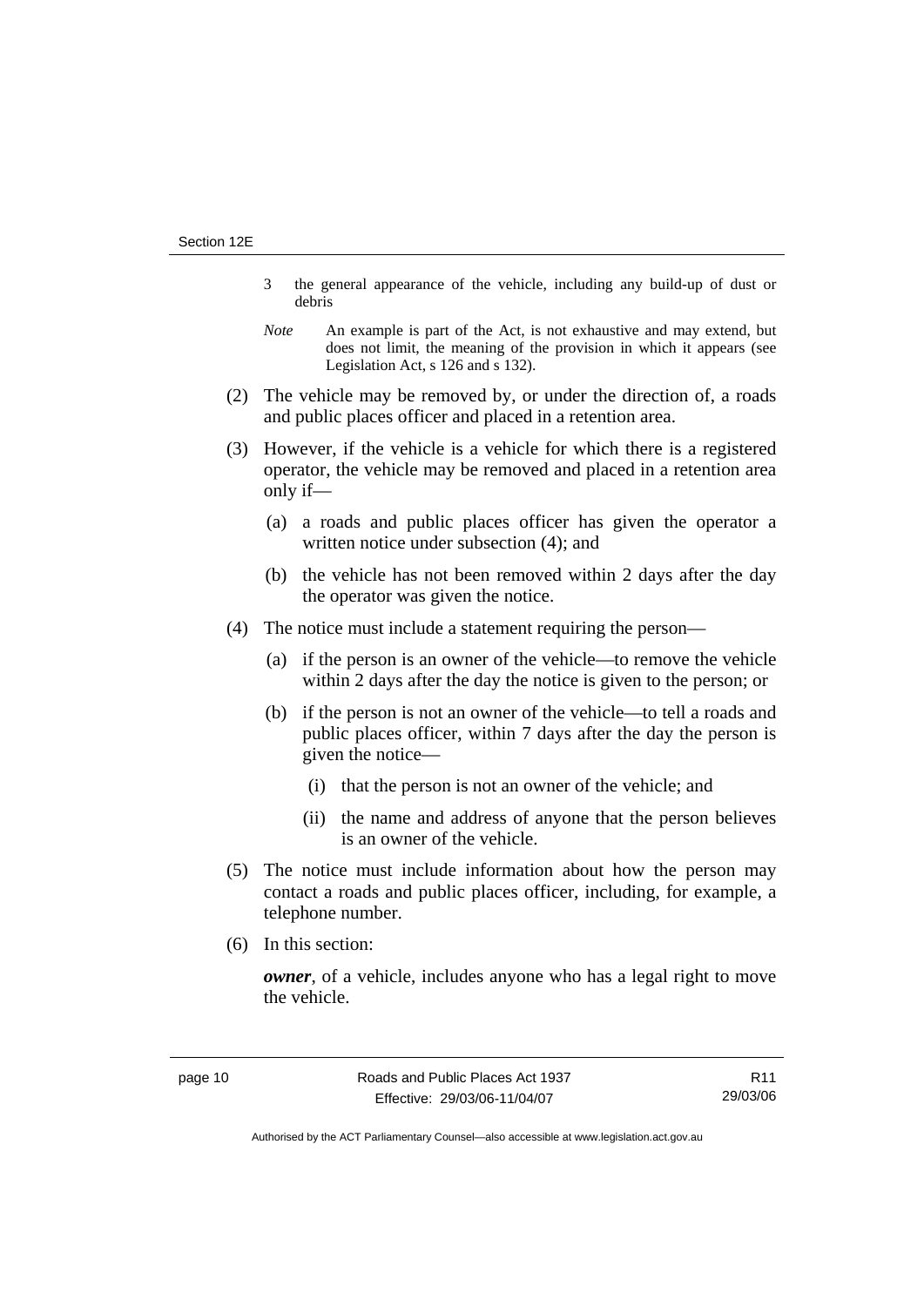3 the general appearance of the vehicle, including any build-up of dust or debris

*Note* An example is part of the Act, is not exhaustive and may extend, but does not limit, the meaning of the provision in which it appears (see Legislation Act, s 126 and s 132).

(2) The vehicle may be removed by, or under the direction of, a roads and public places officer and placed in a retention area.

(3) However, if the vehicle is a vehicle for which there is a registered operator, the vehicle may be removed and placed in a retention area only if—

(a) a roads and public places officer has given the operator a written notice under subsection (4); and

(b) the vehicle has not been removed within 2 days after the day the operator was given the notice.

(4) The notice must include a statement requiring the person—

(a) if the person is an owner of the vehicle—to remove the vehicle within 2 days after the day the notice is given to the person; or

(b) if the person is not an owner of the vehicle—to tell a roads and public places officer, within 7 days after the day the person is given the notice—

(i) that the person is not an owner of the vehicle; and

(ii) the name and address of anyone that the person believes is an owner of the vehicle.

(5) The notice must include information about how the person may contact a roads and public places officer, including, for example, a telephone number.

(6) In this section:

***owner***, of a vehicle, includes anyone who has a legal right to move the vehicle.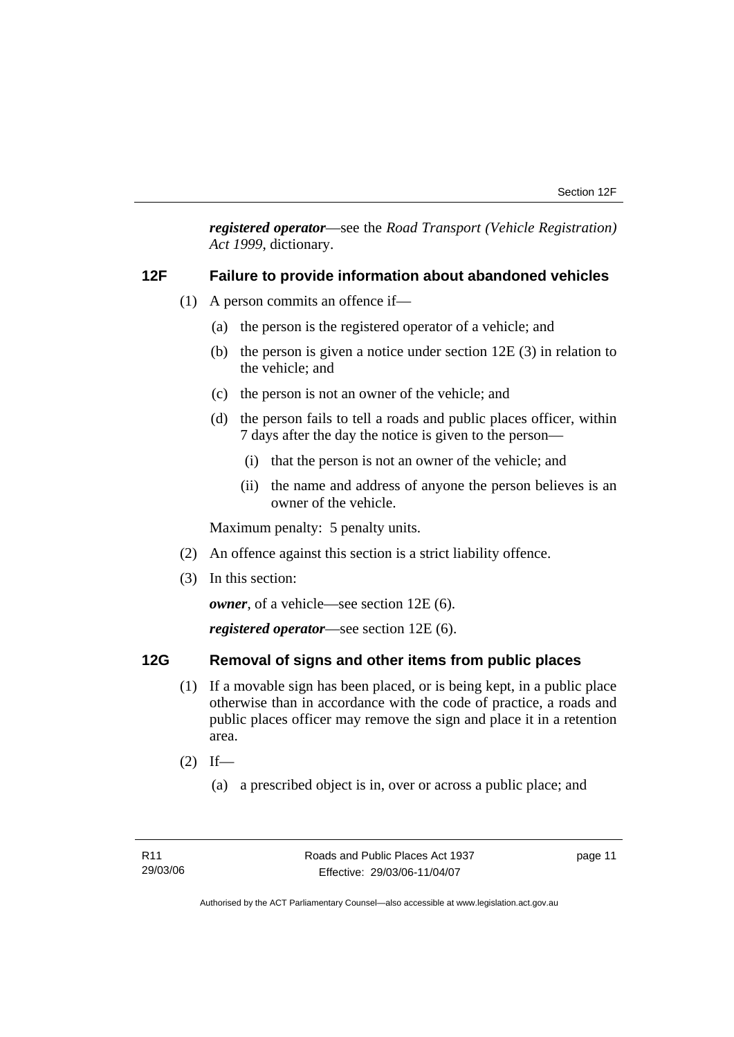***registered operator***—see the *Road Transport (Vehicle Registration) Act 1999*, dictionary.

### 12F Failure to provide information about abandoned vehicles

(1) A person commits an offence if—

(a) the person is the registered operator of a vehicle; and

(b) the person is given a notice under section 12E (3) in relation to the vehicle; and

(c) the person is not an owner of the vehicle; and

(d) the person fails to tell a roads and public places officer, within 7 days after the day the notice is given to the person—

(i) that the person is not an owner of the vehicle; and

(ii) the name and address of anyone the person believes is an owner of the vehicle.

Maximum penalty: 5 penalty units.

(2) An offence against this section is a strict liability offence.

(3) In this section:

***owner***, of a vehicle—see section 12E (6).

***registered operator***—see section 12E (6).

### 12G Removal of signs and other items from public places

(1) If a movable sign has been placed, or is being kept, in a public place otherwise than in accordance with the code of practice, a roads and public places officer may remove the sign and place it in a retention area.

(2) If—

(a) a prescribed object is in, over or across a public place; and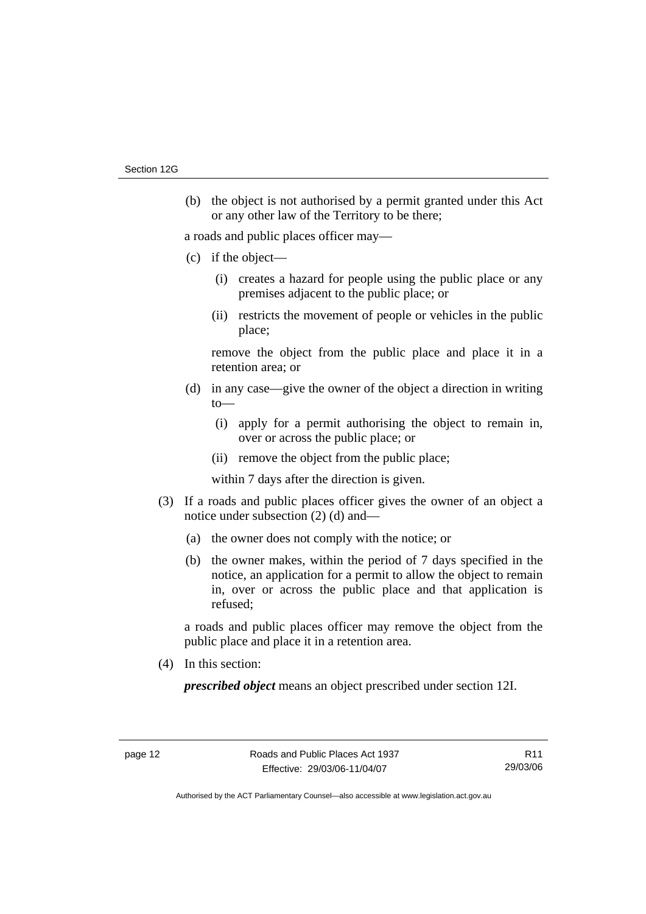(b) the object is not authorised by a permit granted under this Act or any other law of the Territory to be there;

a roads and public places officer may—

(c) if the object—

  (i) creates a hazard for people using the public place or any premises adjacent to the public place; or

  (ii) restricts the movement of people or vehicles in the public place;

  remove the object from the public place and place it in a retention area; or

(d) in any case—give the owner of the object a direction in writing to—

  (i) apply for a permit authorising the object to remain in, over or across the public place; or

  (ii) remove the object from the public place;

  within 7 days after the direction is given.

(3) If a roads and public places officer gives the owner of an object a notice under subsection (2) (d) and—

  (a) the owner does not comply with the notice; or

  (b) the owner makes, within the period of 7 days specified in the notice, an application for a permit to allow the object to remain in, over or across the public place and that application is refused;

  a roads and public places officer may remove the object from the public place and place it in a retention area.

(4) In this section:

  ***prescribed object*** means an object prescribed under section 12I.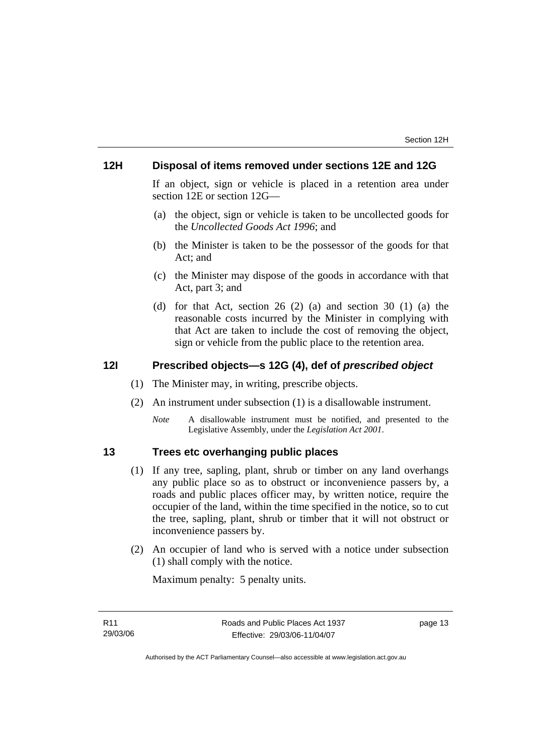## 12H Disposal of items removed under sections 12E and 12G

If an object, sign or vehicle is placed in a retention area under section 12E or section 12G—

(a) the object, sign or vehicle is taken to be uncollected goods for the *Uncollected Goods Act 1996*; and

(b) the Minister is taken to be the possessor of the goods for that Act; and

(c) the Minister may dispose of the goods in accordance with that Act, part 3; and

(d) for that Act, section 26 (2) (a) and section 30 (1) (a) the reasonable costs incurred by the Minister in complying with that Act are taken to include the cost of removing the object, sign or vehicle from the public place to the retention area.

## 12I Prescribed objects—s 12G (4), def of *prescribed object*

(1) The Minister may, in writing, prescribe objects.

(2) An instrument under subsection (1) is a disallowable instrument.

*Note* A disallowable instrument must be notified, and presented to the Legislative Assembly, under the *Legislation Act 2001*.

## 13 Trees etc overhanging public places

(1) If any tree, sapling, plant, shrub or timber on any land overhangs any public place so as to obstruct or inconvenience passers by, a roads and public places officer may, by written notice, require the occupier of the land, within the time specified in the notice, so to cut the tree, sapling, plant, shrub or timber that it will not obstruct or inconvenience passers by.

(2) An occupier of land who is served with a notice under subsection (1) shall comply with the notice.

Maximum penalty: 5 penalty units.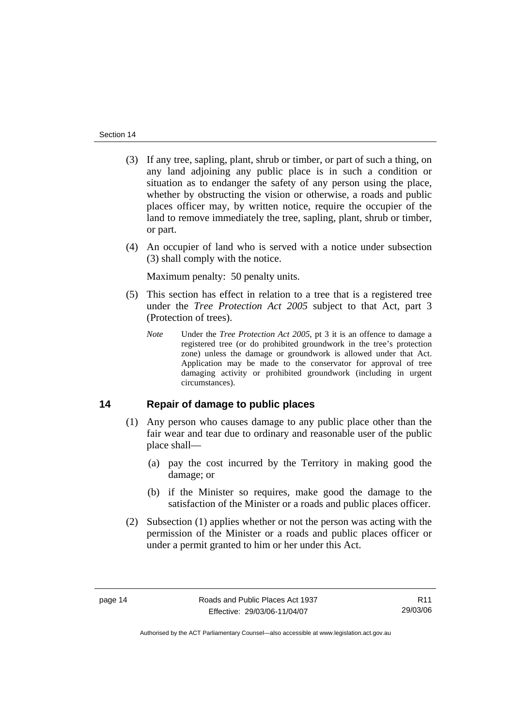(3) If any tree, sapling, plant, shrub or timber, or part of such a thing, on any land adjoining any public place is in such a condition or situation as to endanger the safety of any person using the place, whether by obstructing the vision or otherwise, a roads and public places officer may, by written notice, require the occupier of the land to remove immediately the tree, sapling, plant, shrub or timber, or part.

(4) An occupier of land who is served with a notice under subsection (3) shall comply with the notice.

Maximum penalty: 50 penalty units.

(5) This section has effect in relation to a tree that is a registered tree under the *Tree Protection Act 2005* subject to that Act, part 3 (Protection of trees).

*Note* Under the *Tree Protection Act 2005*, pt 3 it is an offence to damage a registered tree (or do prohibited groundwork in the tree's protection zone) unless the damage or groundwork is allowed under that Act. Application may be made to the conservator for approval of tree damaging activity or prohibited groundwork (including in urgent circumstances).

## 14 Repair of damage to public places

(1) Any person who causes damage to any public place other than the fair wear and tear due to ordinary and reasonable user of the public place shall—

(a) pay the cost incurred by the Territory in making good the damage; or

(b) if the Minister so requires, make good the damage to the satisfaction of the Minister or a roads and public places officer.

(2) Subsection (1) applies whether or not the person was acting with the permission of the Minister or a roads and public places officer or under a permit granted to him or her under this Act.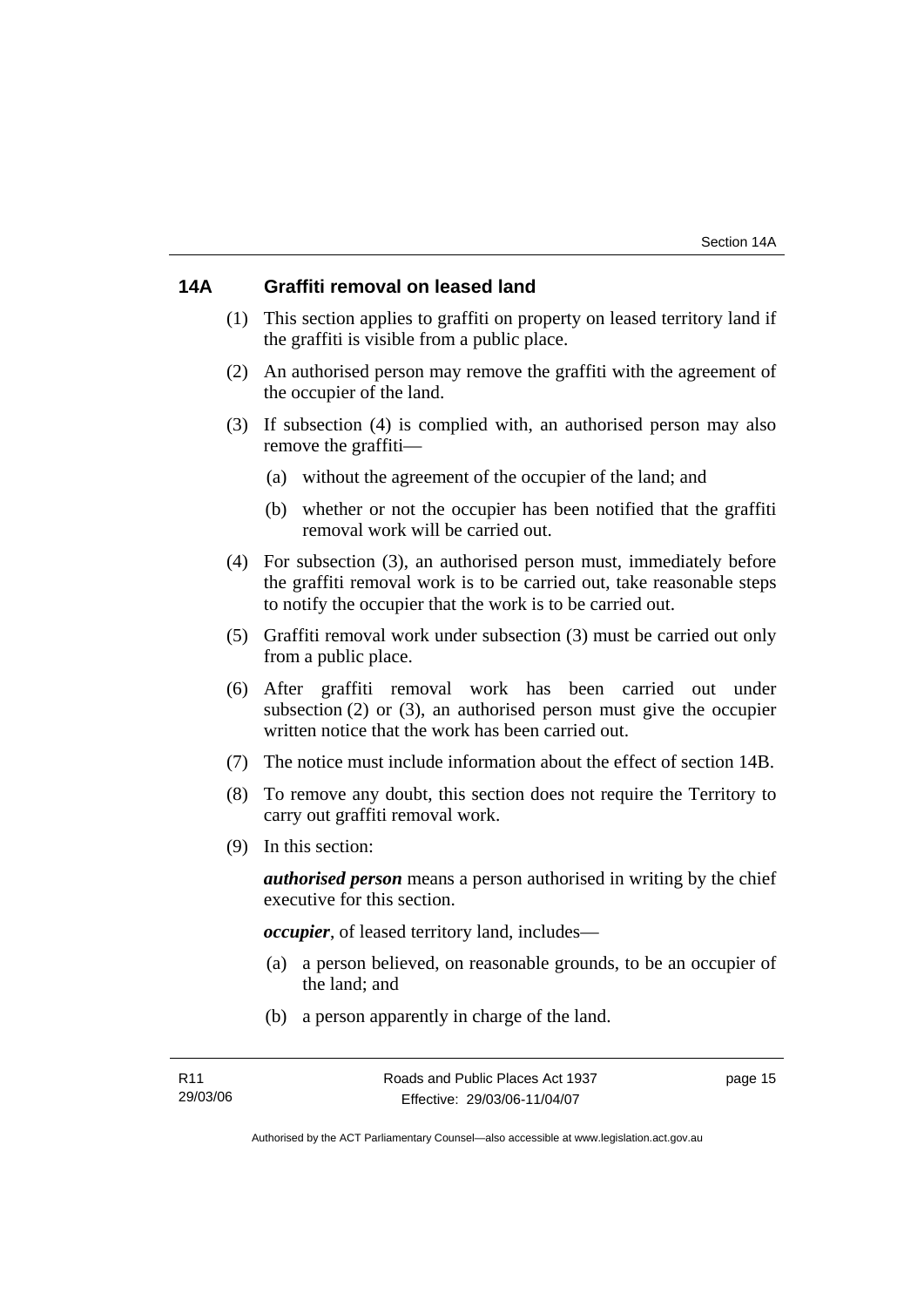## 14A Graffiti removal on leased land

(1) This section applies to graffiti on property on leased territory land if the graffiti is visible from a public place.

(2) An authorised person may remove the graffiti with the agreement of the occupier of the land.

(3) If subsection (4) is complied with, an authorised person may also remove the graffiti—

(a) without the agreement of the occupier of the land; and

(b) whether or not the occupier has been notified that the graffiti removal work will be carried out.

(4) For subsection (3), an authorised person must, immediately before the graffiti removal work is to be carried out, take reasonable steps to notify the occupier that the work is to be carried out.

(5) Graffiti removal work under subsection (3) must be carried out only from a public place.

(6) After graffiti removal work has been carried out under subsection (2) or (3), an authorised person must give the occupier written notice that the work has been carried out.

(7) The notice must include information about the effect of section 14B.

(8) To remove any doubt, this section does not require the Territory to carry out graffiti removal work.

(9) In this section:

***authorised person*** means a person authorised in writing by the chief executive for this section.

***occupier***, of leased territory land, includes—

(a) a person believed, on reasonable grounds, to be an occupier of the land; and

(b) a person apparently in charge of the land.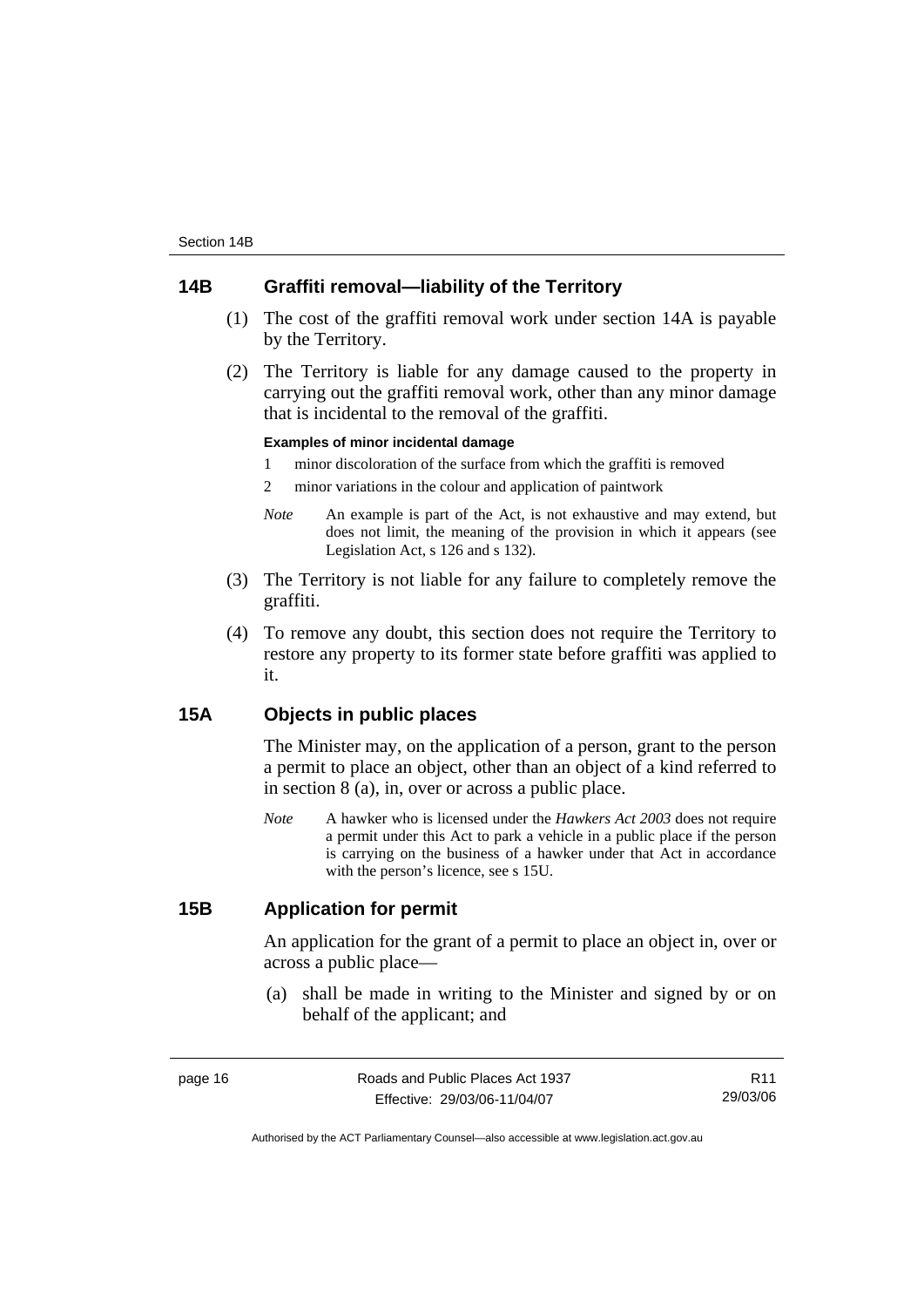## 14B Graffiti removal—liability of the Territory

(1) The cost of the graffiti removal work under section 14A is payable by the Territory.

(2) The Territory is liable for any damage caused to the property in carrying out the graffiti removal work, other than any minor damage that is incidental to the removal of the graffiti.

**Examples of minor incidental damage**

1 minor discoloration of the surface from which the graffiti is removed

2 minor variations in the colour and application of paintwork

*Note* An example is part of the Act, is not exhaustive and may extend, but does not limit, the meaning of the provision in which it appears (see Legislation Act, s 126 and s 132).

(3) The Territory is not liable for any failure to completely remove the graffiti.

(4) To remove any doubt, this section does not require the Territory to restore any property to its former state before graffiti was applied to it.

## 15A Objects in public places

The Minister may, on the application of a person, grant to the person a permit to place an object, other than an object of a kind referred to in section 8 (a), in, over or across a public place.

*Note* A hawker who is licensed under the *Hawkers Act 2003* does not require a permit under this Act to park a vehicle in a public place if the person is carrying on the business of a hawker under that Act in accordance with the person's licence, see s 15U.

## 15B Application for permit

An application for the grant of a permit to place an object in, over or across a public place—

(a) shall be made in writing to the Minister and signed by or on behalf of the applicant; and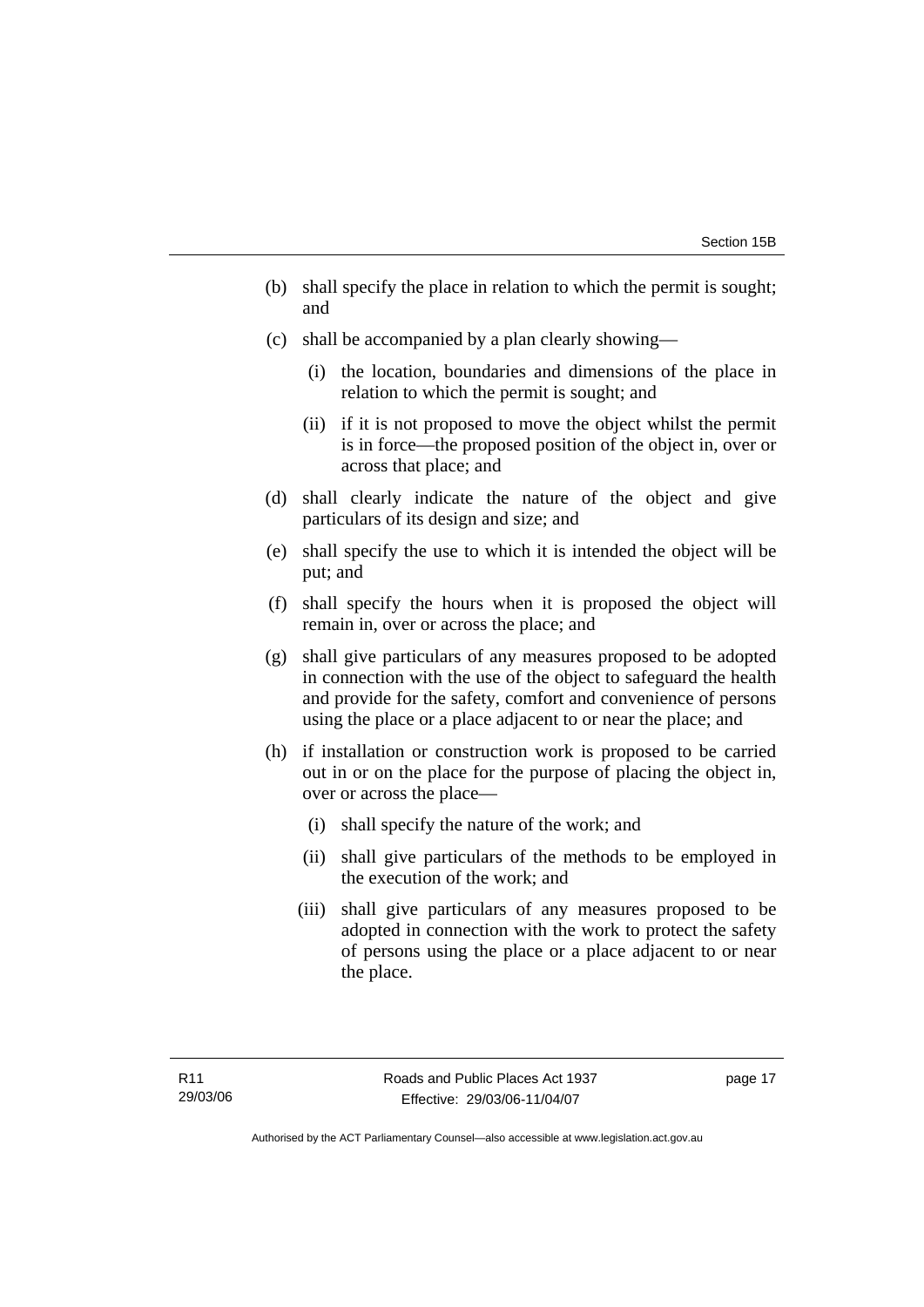(b) shall specify the place in relation to which the permit is sought; and

(c) shall be accompanied by a plan clearly showing—

  (i) the location, boundaries and dimensions of the place in relation to which the permit is sought; and

  (ii) if it is not proposed to move the object whilst the permit is in force—the proposed position of the object in, over or across that place; and

(d) shall clearly indicate the nature of the object and give particulars of its design and size; and

(e) shall specify the use to which it is intended the object will be put; and

(f) shall specify the hours when it is proposed the object will remain in, over or across the place; and

(g) shall give particulars of any measures proposed to be adopted in connection with the use of the object to safeguard the health and provide for the safety, comfort and convenience of persons using the place or a place adjacent to or near the place; and

(h) if installation or construction work is proposed to be carried out in or on the place for the purpose of placing the object in, over or across the place—

  (i) shall specify the nature of the work; and

  (ii) shall give particulars of the methods to be employed in the execution of the work; and

  (iii) shall give particulars of any measures proposed to be adopted in connection with the work to protect the safety of persons using the place or a place adjacent to or near the place.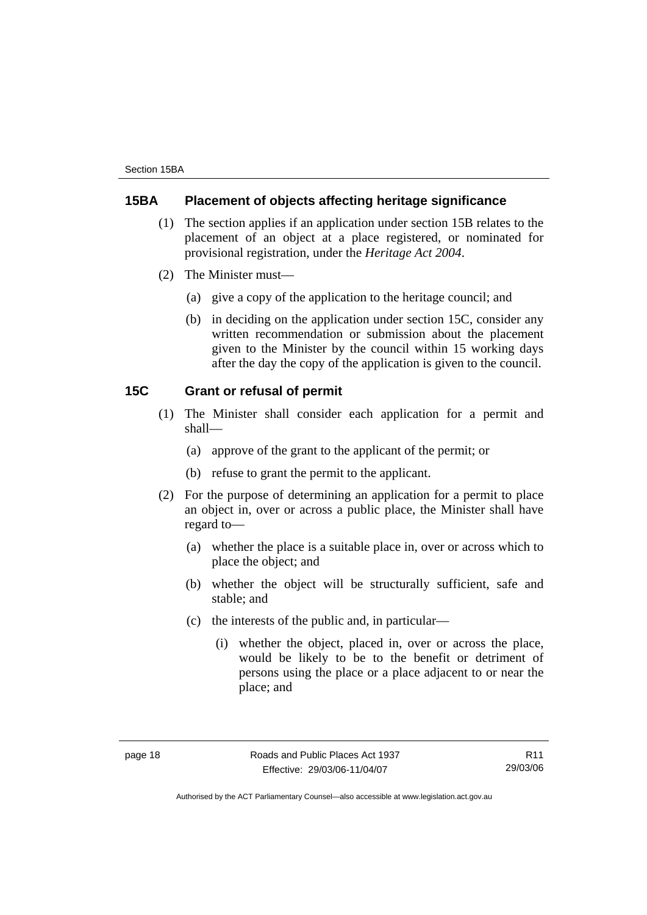## 15BA Placement of objects affecting heritage significance

(1) The section applies if an application under section 15B relates to the placement of an object at a place registered, or nominated for provisional registration, under the *Heritage Act 2004*.

(2) The Minister must—

(a) give a copy of the application to the heritage council; and

(b) in deciding on the application under section 15C, consider any written recommendation or submission about the placement given to the Minister by the council within 15 working days after the day the copy of the application is given to the council.

## 15C Grant or refusal of permit

(1) The Minister shall consider each application for a permit and shall—

(a) approve of the grant to the applicant of the permit; or

(b) refuse to grant the permit to the applicant.

(2) For the purpose of determining an application for a permit to place an object in, over or across a public place, the Minister shall have regard to—

(a) whether the place is a suitable place in, over or across which to place the object; and

(b) whether the object will be structurally sufficient, safe and stable; and

(c) the interests of the public and, in particular—

(i) whether the object, placed in, over or across the place, would be likely to be to the benefit or detriment of persons using the place or a place adjacent to or near the place; and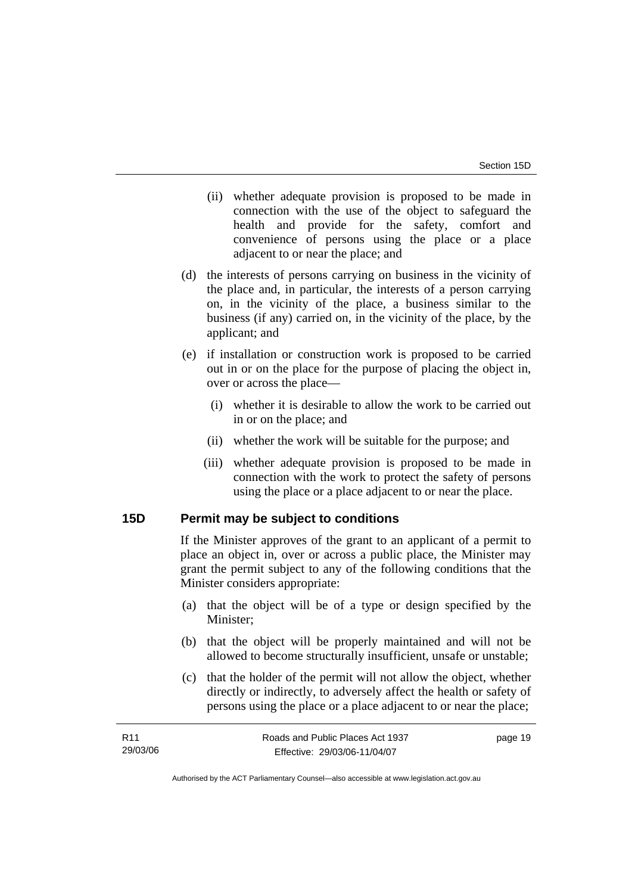(ii) whether adequate provision is proposed to be made in connection with the use of the object to safeguard the health and provide for the safety, comfort and convenience of persons using the place or a place adjacent to or near the place; and

(d) the interests of persons carrying on business in the vicinity of the place and, in particular, the interests of a person carrying on, in the vicinity of the place, a business similar to the business (if any) carried on, in the vicinity of the place, by the applicant; and

(e) if installation or construction work is proposed to be carried out in or on the place for the purpose of placing the object in, over or across the place—

(i) whether it is desirable to allow the work to be carried out in or on the place; and

(ii) whether the work will be suitable for the purpose; and

(iii) whether adequate provision is proposed to be made in connection with the work to protect the safety of persons using the place or a place adjacent to or near the place.

## 15D Permit may be subject to conditions

If the Minister approves of the grant to an applicant of a permit to place an object in, over or across a public place, the Minister may grant the permit subject to any of the following conditions that the Minister considers appropriate:

(a) that the object will be of a type or design specified by the Minister;

(b) that the object will be properly maintained and will not be allowed to become structurally insufficient, unsafe or unstable;

(c) that the holder of the permit will not allow the object, whether directly or indirectly, to adversely affect the health or safety of persons using the place or a place adjacent to or near the place;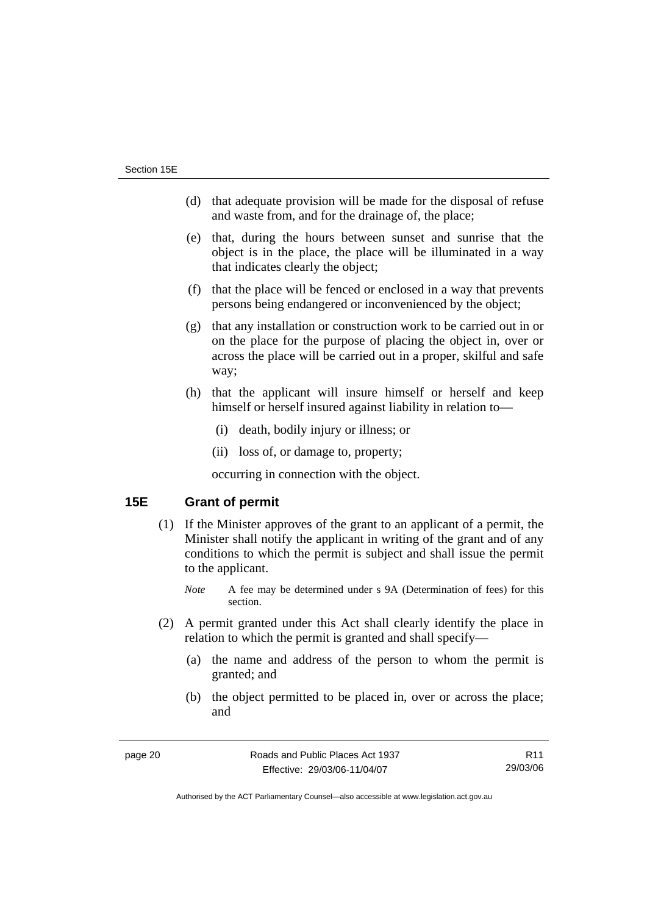(d) that adequate provision will be made for the disposal of refuse and waste from, and for the drainage of, the place;

(e) that, during the hours between sunset and sunrise that the object is in the place, the place will be illuminated in a way that indicates clearly the object;

(f) that the place will be fenced or enclosed in a way that prevents persons being endangered or inconvenienced by the object;

(g) that any installation or construction work to be carried out in or on the place for the purpose of placing the object in, over or across the place will be carried out in a proper, skilful and safe way;

(h) that the applicant will insure himself or herself and keep himself or herself insured against liability in relation to—

   (i) death, bodily injury or illness; or

   (ii) loss of, or damage to, property;

   occurring in connection with the object.

## 15E Grant of permit

(1) If the Minister approves of the grant to an applicant of a permit, the Minister shall notify the applicant in writing of the grant and of any conditions to which the permit is subject and shall issue the permit to the applicant.

*Note* A fee may be determined under s 9A (Determination of fees) for this section.

(2) A permit granted under this Act shall clearly identify the place in relation to which the permit is granted and shall specify—

(a) the name and address of the person to whom the permit is granted; and

(b) the object permitted to be placed in, over or across the place; and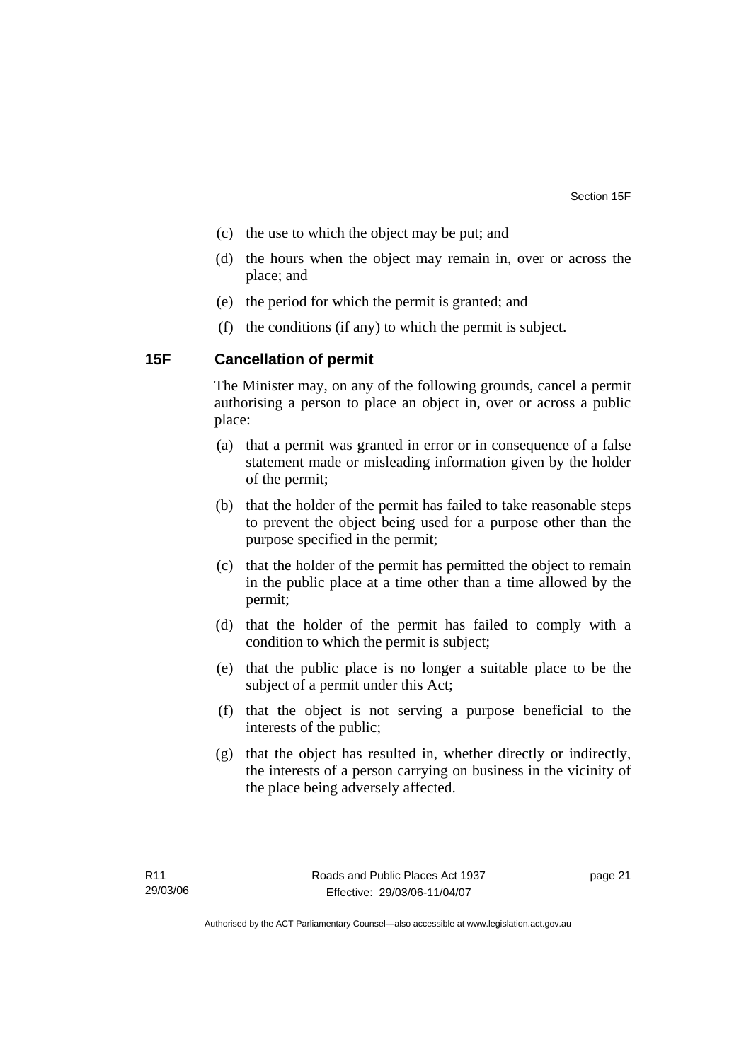(c) the use to which the object may be put; and

(d) the hours when the object may remain in, over or across the place; and

(e) the period for which the permit is granted; and

(f) the conditions (if any) to which the permit is subject.

## 15F Cancellation of permit

The Minister may, on any of the following grounds, cancel a permit authorising a person to place an object in, over or across a public place:

(a) that a permit was granted in error or in consequence of a false statement made or misleading information given by the holder of the permit;

(b) that the holder of the permit has failed to take reasonable steps to prevent the object being used for a purpose other than the purpose specified in the permit;

(c) that the holder of the permit has permitted the object to remain in the public place at a time other than a time allowed by the permit;

(d) that the holder of the permit has failed to comply with a condition to which the permit is subject;

(e) that the public place is no longer a suitable place to be the subject of a permit under this Act;

(f) that the object is not serving a purpose beneficial to the interests of the public;

(g) that the object has resulted in, whether directly or indirectly, the interests of a person carrying on business in the vicinity of the place being adversely affected.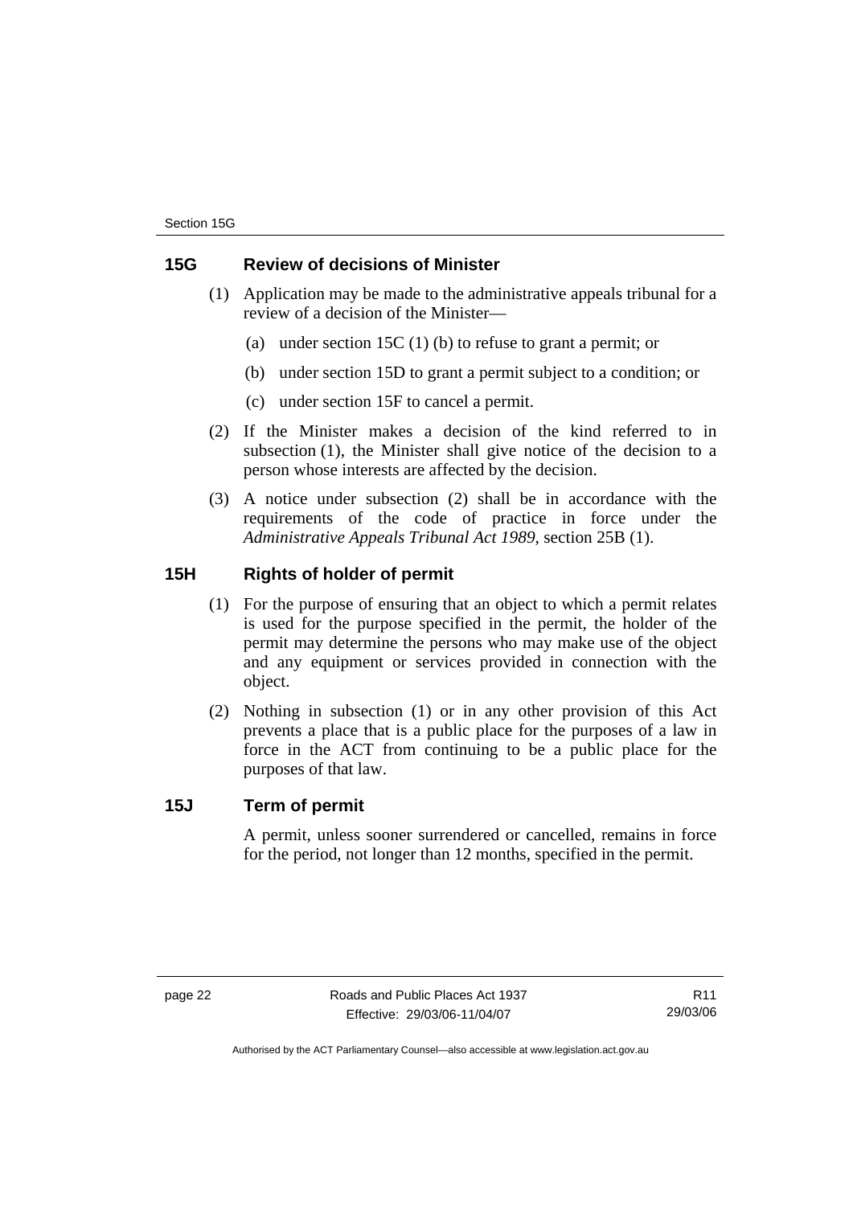## 15G Review of decisions of Minister

(1) Application may be made to the administrative appeals tribunal for a review of a decision of the Minister—

(a) under section 15C (1) (b) to refuse to grant a permit; or

(b) under section 15D to grant a permit subject to a condition; or

(c) under section 15F to cancel a permit.

(2) If the Minister makes a decision of the kind referred to in subsection (1), the Minister shall give notice of the decision to a person whose interests are affected by the decision.

(3) A notice under subsection (2) shall be in accordance with the requirements of the code of practice in force under the *Administrative Appeals Tribunal Act 1989*, section 25B (1).

## 15H Rights of holder of permit

(1) For the purpose of ensuring that an object to which a permit relates is used for the purpose specified in the permit, the holder of the permit may determine the persons who may make use of the object and any equipment or services provided in connection with the object.

(2) Nothing in subsection (1) or in any other provision of this Act prevents a place that is a public place for the purposes of a law in force in the ACT from continuing to be a public place for the purposes of that law.

## 15J Term of permit

A permit, unless sooner surrendered or cancelled, remains in force for the period, not longer than 12 months, specified in the permit.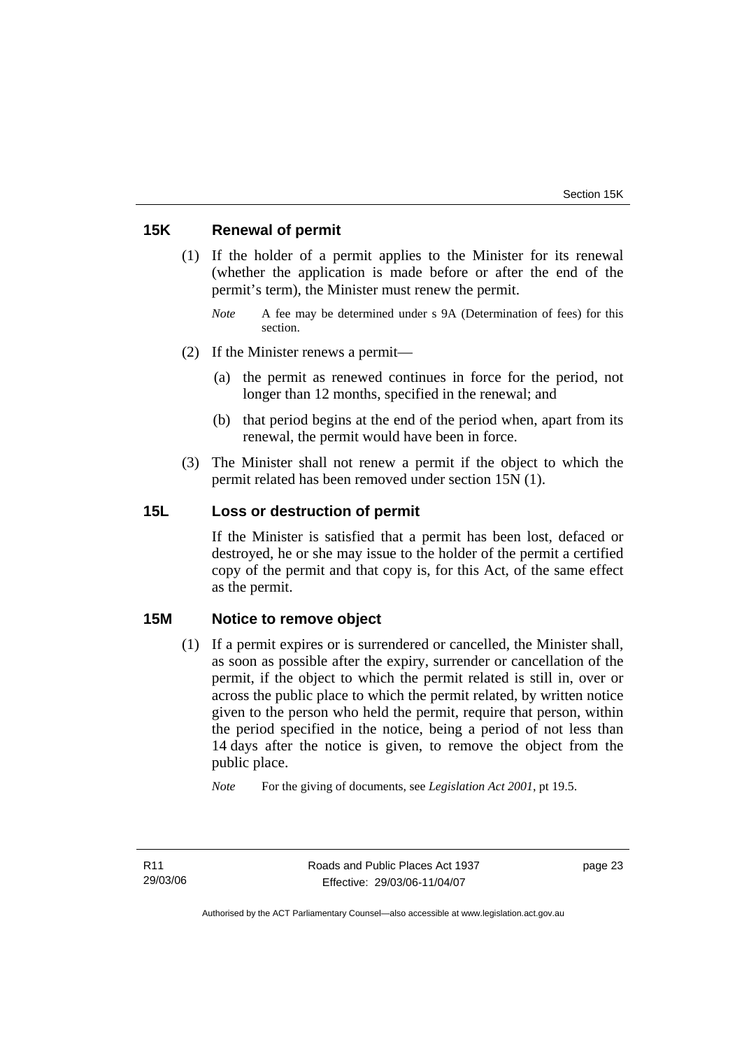## 15K Renewal of permit

(1) If the holder of a permit applies to the Minister for its renewal (whether the application is made before or after the end of the permit's term), the Minister must renew the permit.

*Note* A fee may be determined under s 9A (Determination of fees) for this section.

(2) If the Minister renews a permit—

(a) the permit as renewed continues in force for the period, not longer than 12 months, specified in the renewal; and

(b) that period begins at the end of the period when, apart from its renewal, the permit would have been in force.

(3) The Minister shall not renew a permit if the object to which the permit related has been removed under section 15N (1).

## 15L Loss or destruction of permit

If the Minister is satisfied that a permit has been lost, defaced or destroyed, he or she may issue to the holder of the permit a certified copy of the permit and that copy is, for this Act, of the same effect as the permit.

## 15M Notice to remove object

(1) If a permit expires or is surrendered or cancelled, the Minister shall, as soon as possible after the expiry, surrender or cancellation of the permit, if the object to which the permit related is still in, over or across the public place to which the permit related, by written notice given to the person who held the permit, require that person, within the period specified in the notice, being a period of not less than 14 days after the notice is given, to remove the object from the public place.

*Note* For the giving of documents, see *Legislation Act 2001*, pt 19.5.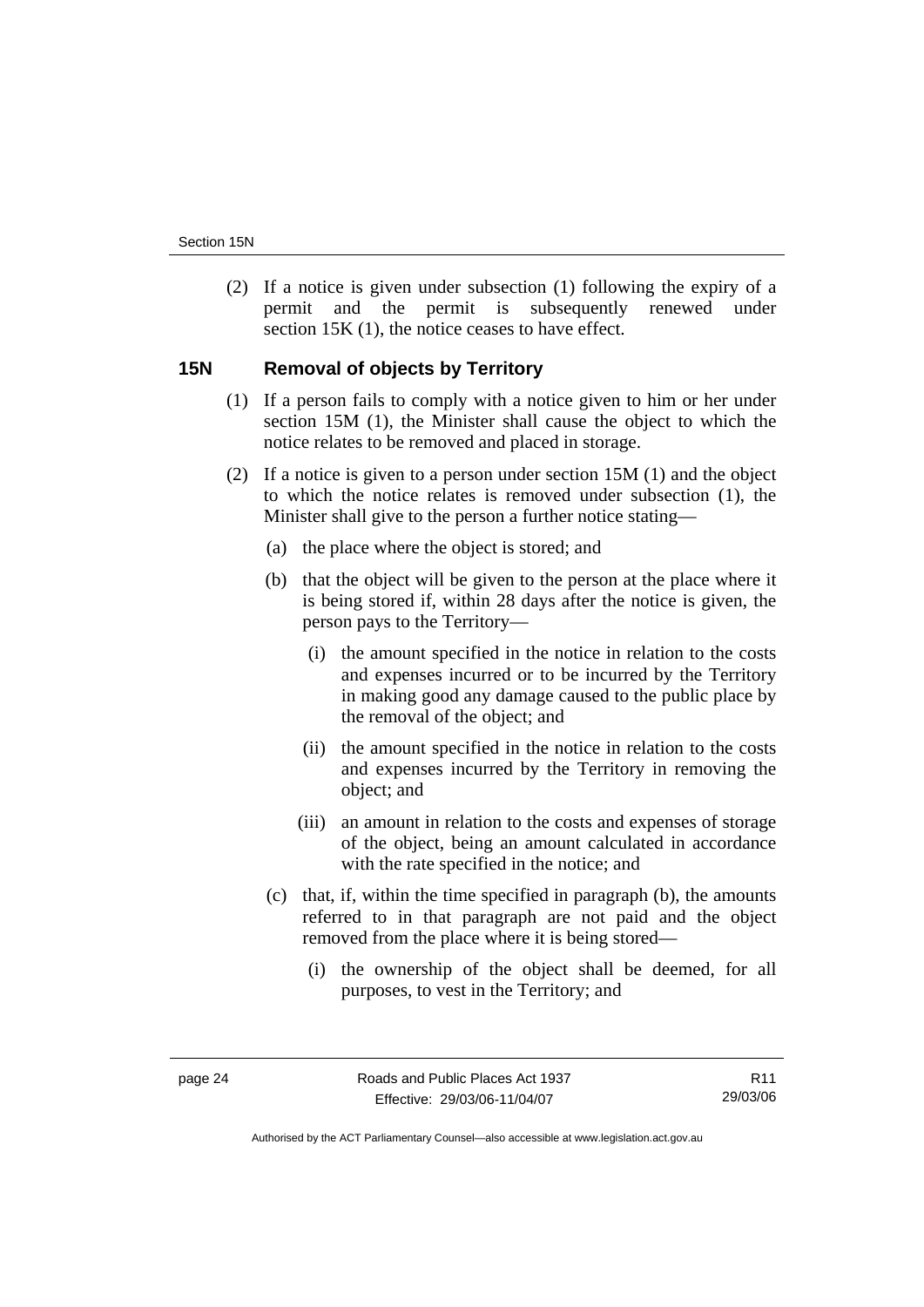(2) If a notice is given under subsection (1) following the expiry of a permit and the permit is subsequently renewed under section 15K (1), the notice ceases to have effect.

## 15N Removal of objects by Territory

(1) If a person fails to comply with a notice given to him or her under section 15M (1), the Minister shall cause the object to which the notice relates to be removed and placed in storage.

(2) If a notice is given to a person under section 15M (1) and the object to which the notice relates is removed under subsection (1), the Minister shall give to the person a further notice stating—

(a) the place where the object is stored; and

(b) that the object will be given to the person at the place where it is being stored if, within 28 days after the notice is given, the person pays to the Territory—

(i) the amount specified in the notice in relation to the costs and expenses incurred or to be incurred by the Territory in making good any damage caused to the public place by the removal of the object; and

(ii) the amount specified in the notice in relation to the costs and expenses incurred by the Territory in removing the object; and

(iii) an amount in relation to the costs and expenses of storage of the object, being an amount calculated in accordance with the rate specified in the notice; and

(c) that, if, within the time specified in paragraph (b), the amounts referred to in that paragraph are not paid and the object removed from the place where it is being stored—

(i) the ownership of the object shall be deemed, for all purposes, to vest in the Territory; and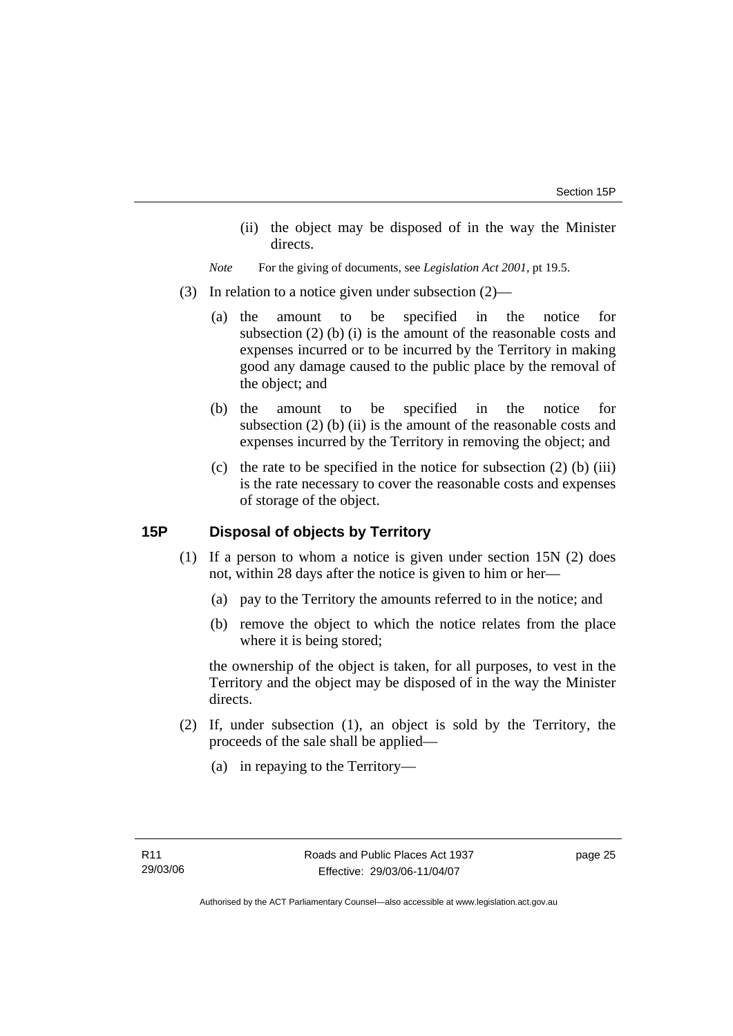(ii) the object may be disposed of in the way the Minister directs.

*Note* For the giving of documents, see *Legislation Act 2001*, pt 19.5.

(3) In relation to a notice given under subsection (2)—

(a) the amount to be specified in the notice for subsection (2) (b) (i) is the amount of the reasonable costs and expenses incurred or to be incurred by the Territory in making good any damage caused to the public place by the removal of the object; and

(b) the amount to be specified in the notice for subsection (2) (b) (ii) is the amount of the reasonable costs and expenses incurred by the Territory in removing the object; and

(c) the rate to be specified in the notice for subsection (2) (b) (iii) is the rate necessary to cover the reasonable costs and expenses of storage of the object.

## 15P Disposal of objects by Territory

(1) If a person to whom a notice is given under section 15N (2) does not, within 28 days after the notice is given to him or her—

(a) pay to the Territory the amounts referred to in the notice; and

(b) remove the object to which the notice relates from the place where it is being stored;

the ownership of the object is taken, for all purposes, to vest in the Territory and the object may be disposed of in the way the Minister directs.

(2) If, under subsection (1), an object is sold by the Territory, the proceeds of the sale shall be applied—

(a) in repaying to the Territory—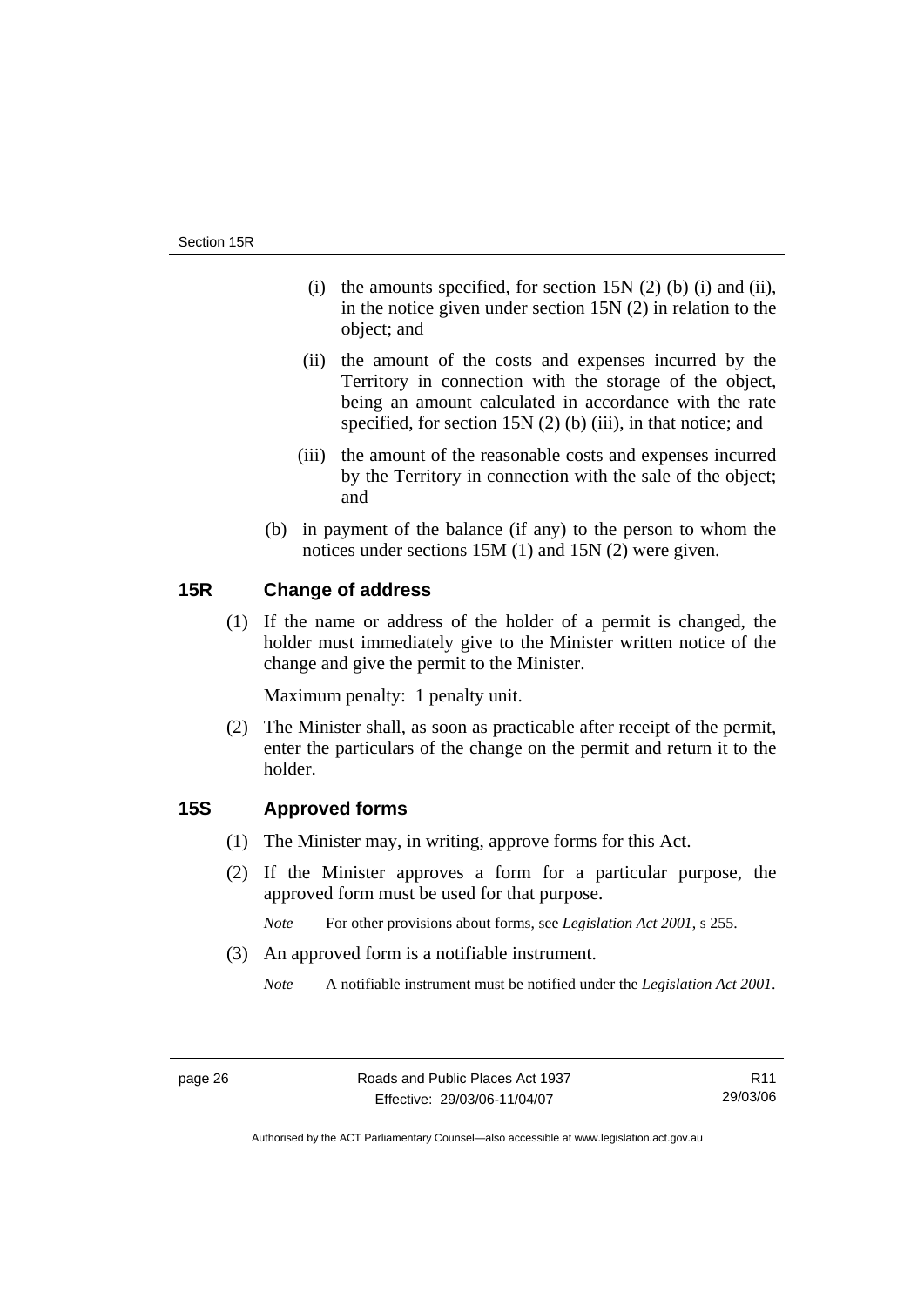(i) the amounts specified, for section 15N (2) (b) (i) and (ii), in the notice given under section 15N (2) in relation to the object; and

(ii) the amount of the costs and expenses incurred by the Territory in connection with the storage of the object, being an amount calculated in accordance with the rate specified, for section 15N (2) (b) (iii), in that notice; and

(iii) the amount of the reasonable costs and expenses incurred by the Territory in connection with the sale of the object; and

(b) in payment of the balance (if any) to the person to whom the notices under sections 15M (1) and 15N (2) were given.

## 15R Change of address

(1) If the name or address of the holder of a permit is changed, the holder must immediately give to the Minister written notice of the change and give the permit to the Minister.

Maximum penalty: 1 penalty unit.

(2) The Minister shall, as soon as practicable after receipt of the permit, enter the particulars of the change on the permit and return it to the holder.

## 15S Approved forms

(1) The Minister may, in writing, approve forms for this Act.

(2) If the Minister approves a form for a particular purpose, the approved form must be used for that purpose.

*Note* For other provisions about forms, see *Legislation Act 2001*, s 255.

(3) An approved form is a notifiable instrument.

*Note* A notifiable instrument must be notified under the *Legislation Act 2001*.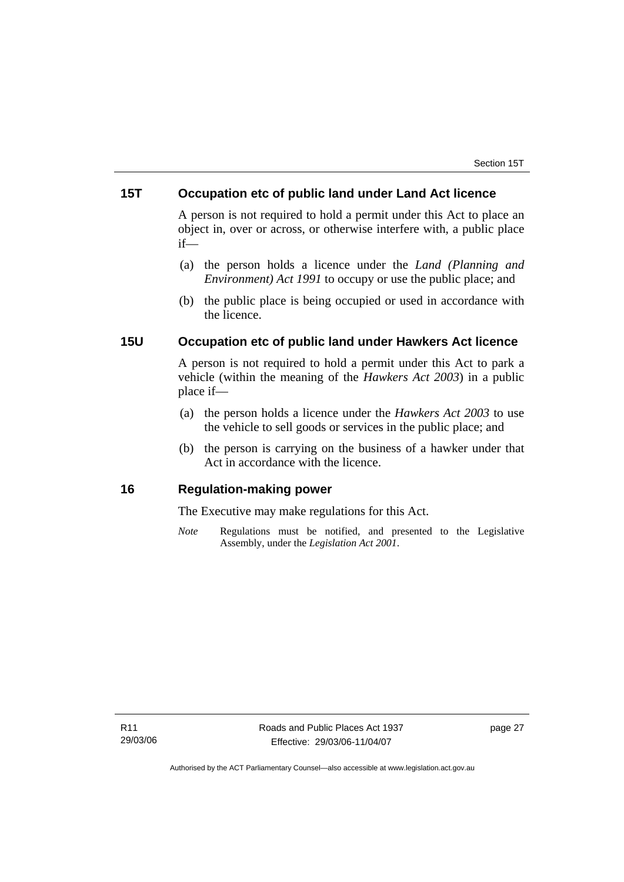## 15T Occupation etc of public land under Land Act licence

A person is not required to hold a permit under this Act to place an object in, over or across, or otherwise interfere with, a public place if—

(a) the person holds a licence under the *Land (Planning and Environment) Act 1991* to occupy or use the public place; and

(b) the public place is being occupied or used in accordance with the licence.

## 15U Occupation etc of public land under Hawkers Act licence

A person is not required to hold a permit under this Act to park a vehicle (within the meaning of the *Hawkers Act 2003*) in a public place if—

(a) the person holds a licence under the *Hawkers Act 2003* to use the vehicle to sell goods or services in the public place; and

(b) the person is carrying on the business of a hawker under that Act in accordance with the licence.

## 16 Regulation-making power

The Executive may make regulations for this Act.

*Note* Regulations must be notified, and presented to the Legislative Assembly, under the *Legislation Act 2001*.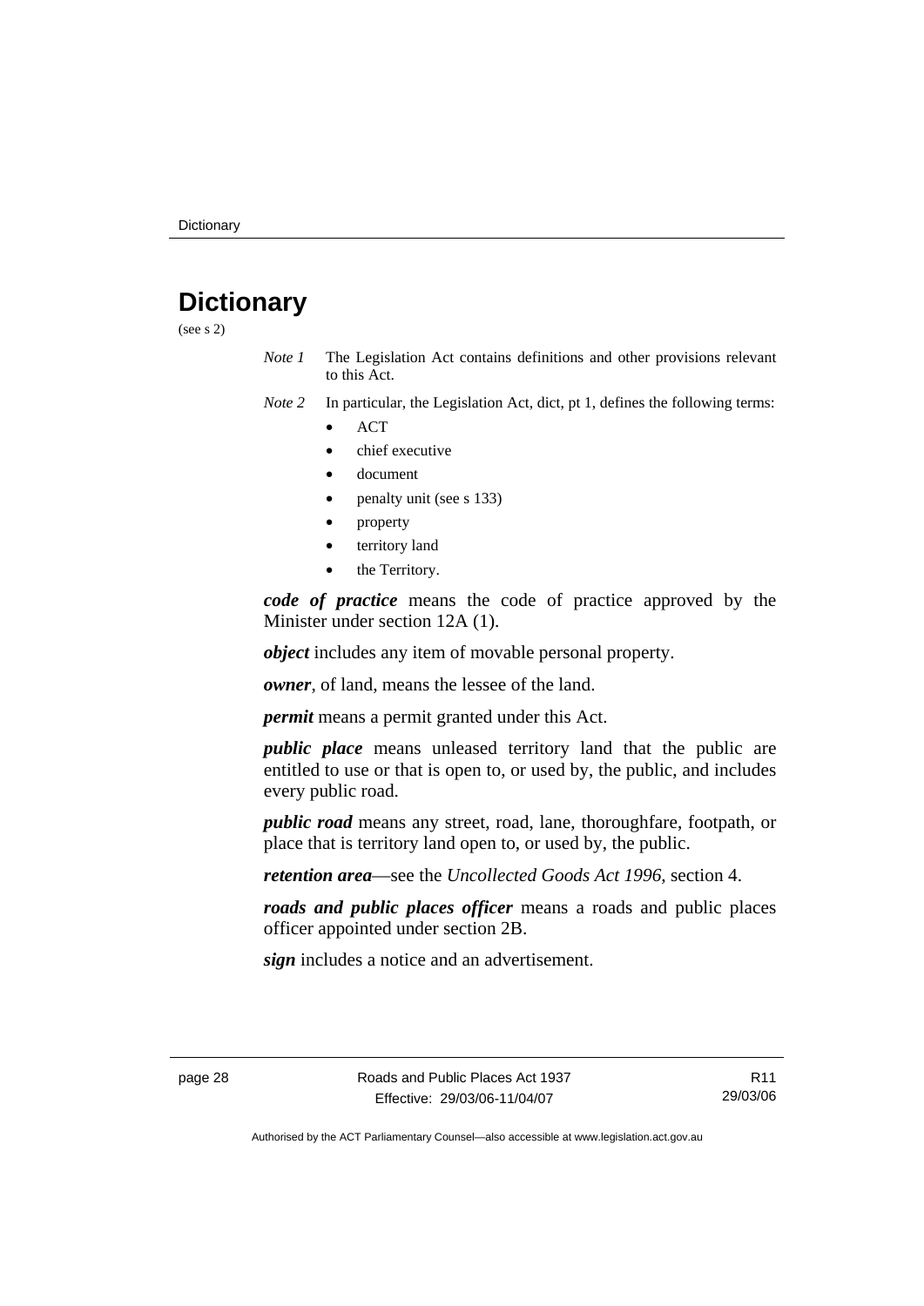# Dictionary

(see s 2)

*Note 1* The Legislation Act contains definitions and other provisions relevant to this Act.

*Note 2* In particular, the Legislation Act, dict, pt 1, defines the following terms:

- ACT
- chief executive
- document
- penalty unit (see s 133)
- property
- territory land
- the Territory.

***code of practice*** means the code of practice approved by the Minister under section 12A (1).

***object*** includes any item of movable personal property.

***owner***, of land, means the lessee of the land.

***permit*** means a permit granted under this Act.

***public place*** means unleased territory land that the public are entitled to use or that is open to, or used by, the public, and includes every public road.

***public road*** means any street, road, lane, thoroughfare, footpath, or place that is territory land open to, or used by, the public.

***retention area***—see the *Uncollected Goods Act 1996*, section 4.

***roads and public places officer*** means a roads and public places officer appointed under section 2B.

***sign*** includes a notice and an advertisement.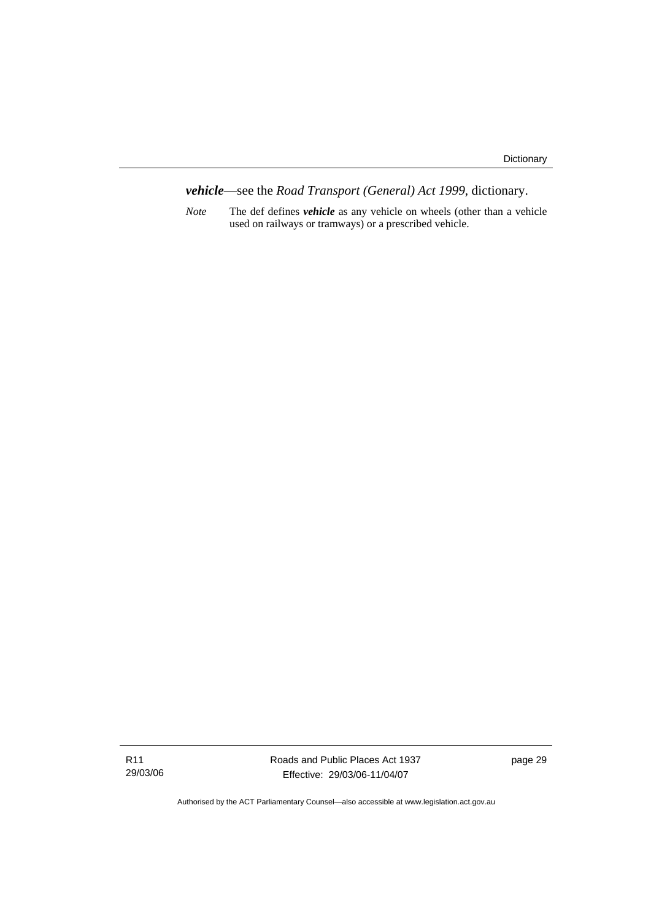***vehicle***—see the *Road Transport (General) Act 1999*, dictionary.

*Note* The def defines ***vehicle*** as any vehicle on wheels (other than a vehicle used on railways or tramways) or a prescribed vehicle.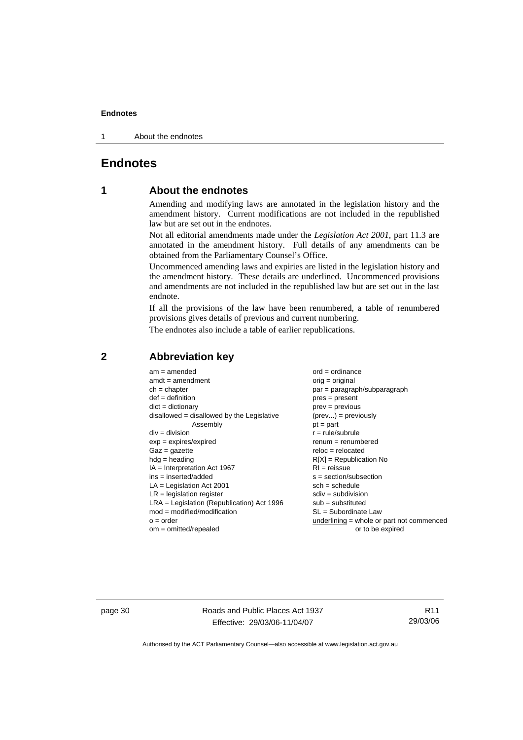# Endnotes

## 1 About the endnotes

Amending and modifying laws are annotated in the legislation history and the amendment history. Current modifications are not included in the republished law but are set out in the endnotes.

Not all editorial amendments made under the *Legislation Act 2001*, part 11.3 are annotated in the amendment history. Full details of any amendments can be obtained from the Parliamentary Counsel's Office.

Uncommenced amending laws and expiries are listed in the legislation history and the amendment history. These details are underlined. Uncommenced provisions and amendments are not included in the republished law but are set out in the last endnote.

If all the provisions of the law have been renumbered, a table of renumbered provisions gives details of previous and current numbering.

The endnotes also include a table of earlier republications.

## 2 Abbreviation key

am = amended
amdt = amendment
ch = chapter
def = definition
dict = dictionary
disallowed = disallowed by the Legislative Assembly
div = division
exp = expires/expired
Gaz = gazette
hdg = heading
IA = Interpretation Act 1967
ins = inserted/added
LA = Legislation Act 2001
LR = legislation register
LRA = Legislation (Republication) Act 1996
mod = modified/modification
o = order
om = omitted/repealed
ord = ordinance
orig = original
par = paragraph/subparagraph
pres = present
prev = previous
(prev...) = previously
pt = part
r = rule/subrule
renum = renumbered
reloc = relocated
R[X] = Republication No
RI = reissue
s = section/subsection
sch = schedule
sdiv = subdivision
sub = substituted
SL = Subordinate Law
underlining = whole or part not commenced or to be expired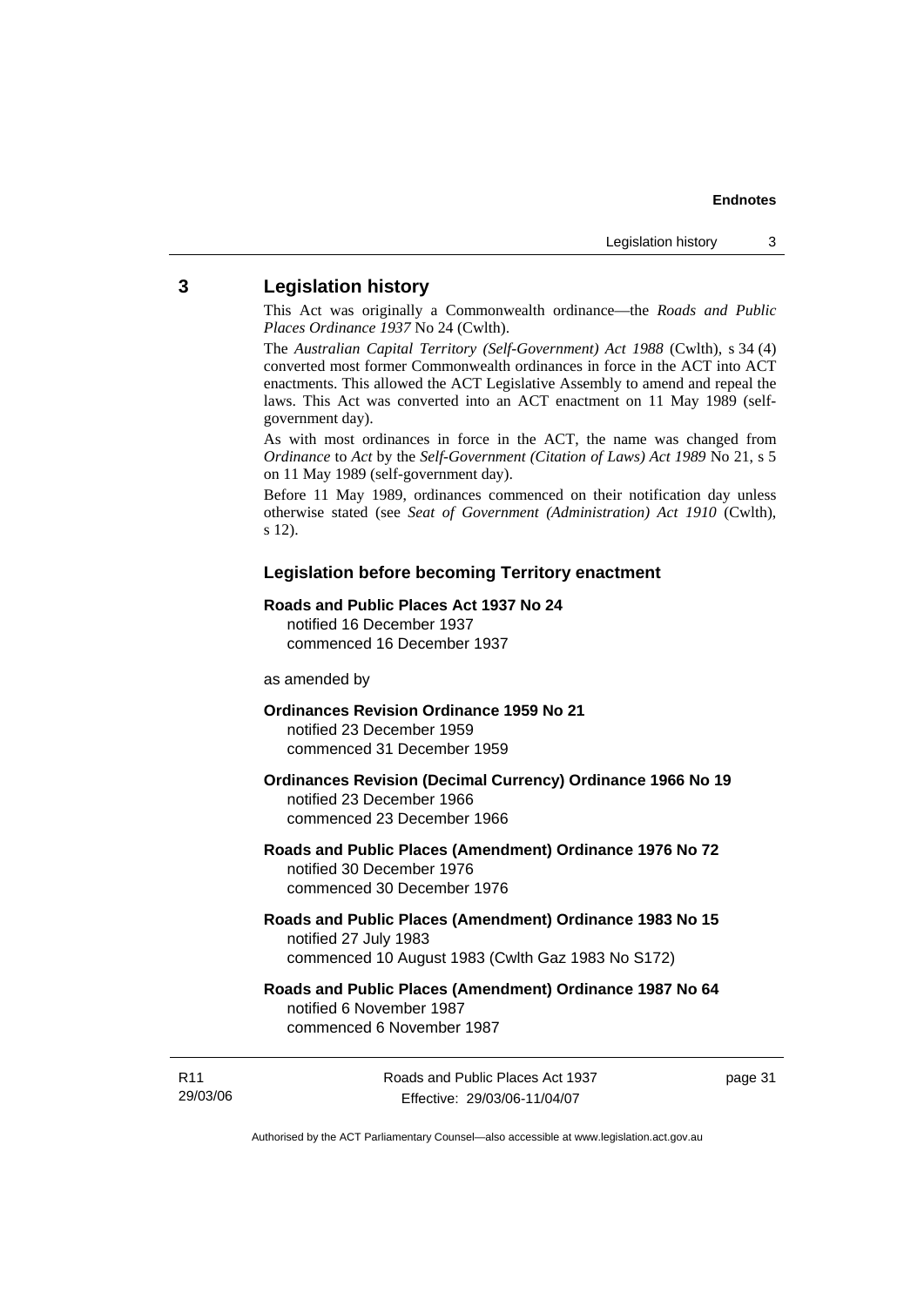## 3 Legislation history

This Act was originally a Commonwealth ordinance—the *Roads and Public Places Ordinance 1937* No 24 (Cwlth).

The *Australian Capital Territory (Self-Government) Act 1988* (Cwlth), s 34 (4) converted most former Commonwealth ordinances in force in the ACT into ACT enactments. This allowed the ACT Legislative Assembly to amend and repeal the laws. This Act was converted into an ACT enactment on 11 May 1989 (self-government day).

As with most ordinances in force in the ACT, the name was changed from *Ordinance* to *Act* by the *Self-Government (Citation of Laws) Act 1989* No 21, s 5 on 11 May 1989 (self-government day).

Before 11 May 1989, ordinances commenced on their notification day unless otherwise stated (see *Seat of Government (Administration) Act 1910* (Cwlth), s 12).

### Legislation before becoming Territory enactment

**Roads and Public Places Act 1937 No 24**
notified 16 December 1937
commenced 16 December 1937

as amended by

**Ordinances Revision Ordinance 1959 No 21**
notified 23 December 1959
commenced 31 December 1959

**Ordinances Revision (Decimal Currency) Ordinance 1966 No 19**
notified 23 December 1966
commenced 23 December 1966

**Roads and Public Places (Amendment) Ordinance 1976 No 72**
notified 30 December 1976
commenced 30 December 1976

**Roads and Public Places (Amendment) Ordinance 1983 No 15**
notified 27 July 1983
commenced 10 August 1983 (Cwlth Gaz 1983 No S172)

**Roads and Public Places (Amendment) Ordinance 1987 No 64**
notified 6 November 1987
commenced 6 November 1987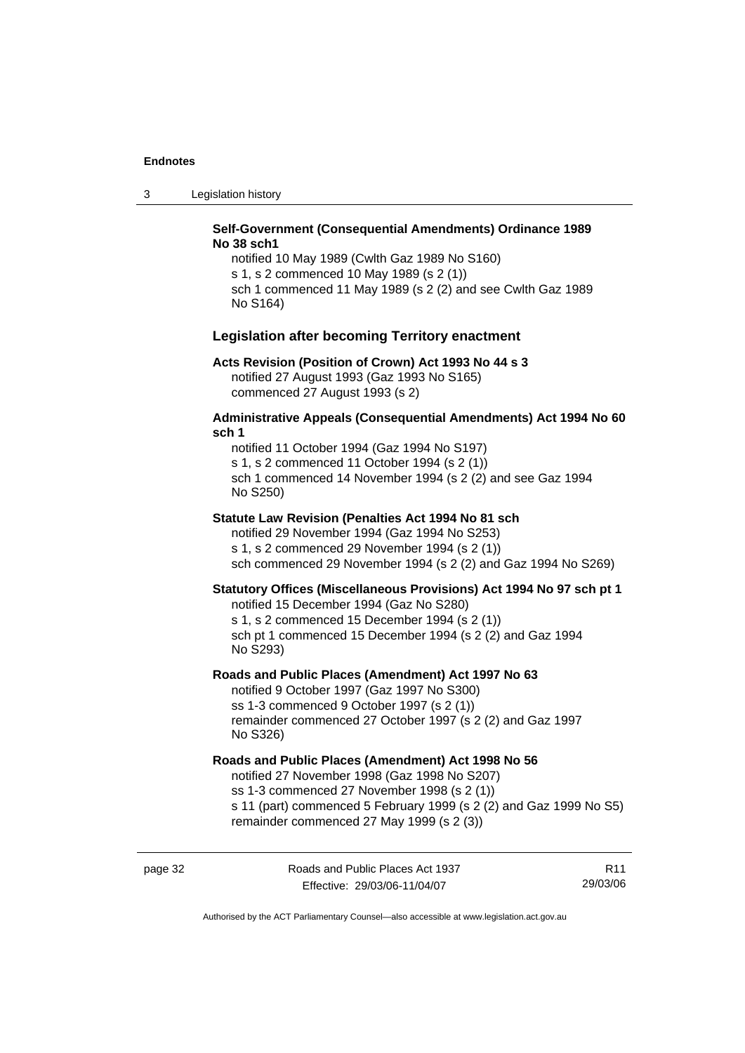**Self-Government (Consequential Amendments) Ordinance 1989 No 38 sch1**

notified 10 May 1989 (Cwlth Gaz 1989 No S160)
s 1, s 2 commenced 10 May 1989 (s 2 (1))
sch 1 commenced 11 May 1989 (s 2 (2) and see Cwlth Gaz 1989 No S164)

### Legislation after becoming Territory enactment

**Acts Revision (Position of Crown) Act 1993 No 44 s 3**

notified 27 August 1993 (Gaz 1993 No S165)
commenced 27 August 1993 (s 2)

**Administrative Appeals (Consequential Amendments) Act 1994 No 60 sch 1**

notified 11 October 1994 (Gaz 1994 No S197)
s 1, s 2 commenced 11 October 1994 (s 2 (1))
sch 1 commenced 14 November 1994 (s 2 (2) and see Gaz 1994 No S250)

**Statute Law Revision (Penalties Act 1994 No 81 sch**

notified 29 November 1994 (Gaz 1994 No S253)
s 1, s 2 commenced 29 November 1994 (s 2 (1))
sch commenced 29 November 1994 (s 2 (2) and Gaz 1994 No S269)

**Statutory Offices (Miscellaneous Provisions) Act 1994 No 97 sch pt 1**

notified 15 December 1994 (Gaz No S280)
s 1, s 2 commenced 15 December 1994 (s 2 (1))
sch pt 1 commenced 15 December 1994 (s 2 (2) and Gaz 1994 No S293)

**Roads and Public Places (Amendment) Act 1997 No 63**

notified 9 October 1997 (Gaz 1997 No S300)
ss 1-3 commenced 9 October 1997 (s 2 (1))
remainder commenced 27 October 1997 (s 2 (2) and Gaz 1997 No S326)

**Roads and Public Places (Amendment) Act 1998 No 56**

notified 27 November 1998 (Gaz 1998 No S207)
ss 1-3 commenced 27 November 1998 (s 2 (1))
s 11 (part) commenced 5 February 1999 (s 2 (2) and Gaz 1999 No S5)
remainder commenced 27 May 1999 (s 2 (3))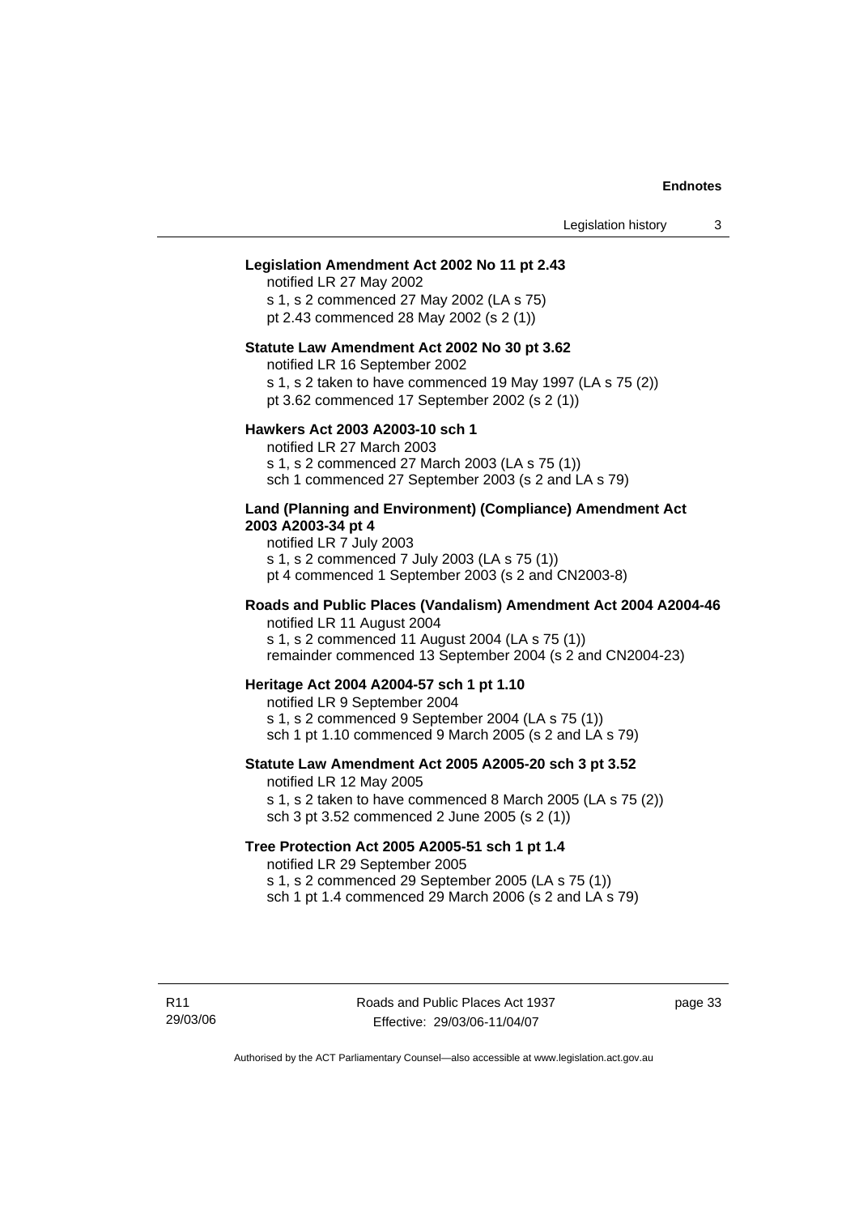**Legislation Amendment Act 2002 No 11 pt 2.43**

notified LR 27 May 2002
s 1, s 2 commenced 27 May 2002 (LA s 75)
pt 2.43 commenced 28 May 2002 (s 2 (1))

**Statute Law Amendment Act 2002 No 30 pt 3.62**

notified LR 16 September 2002
s 1, s 2 taken to have commenced 19 May 1997 (LA s 75 (2))
pt 3.62 commenced 17 September 2002 (s 2 (1))

**Hawkers Act 2003 A2003-10 sch 1**

notified LR 27 March 2003
s 1, s 2 commenced 27 March 2003 (LA s 75 (1))
sch 1 commenced 27 September 2003 (s 2 and LA s 79)

**Land (Planning and Environment) (Compliance) Amendment Act 2003 A2003-34 pt 4**

notified LR 7 July 2003
s 1, s 2 commenced 7 July 2003 (LA s 75 (1))
pt 4 commenced 1 September 2003 (s 2 and CN2003-8)

**Roads and Public Places (Vandalism) Amendment Act 2004 A2004-46**

notified LR 11 August 2004
s 1, s 2 commenced 11 August 2004 (LA s 75 (1))
remainder commenced 13 September 2004 (s 2 and CN2004-23)

**Heritage Act 2004 A2004-57 sch 1 pt 1.10**

notified LR 9 September 2004
s 1, s 2 commenced 9 September 2004 (LA s 75 (1))
sch 1 pt 1.10 commenced 9 March 2005 (s 2 and LA s 79)

**Statute Law Amendment Act 2005 A2005-20 sch 3 pt 3.52**

notified LR 12 May 2005
s 1, s 2 taken to have commenced 8 March 2005 (LA s 75 (2))
sch 3 pt 3.52 commenced 2 June 2005 (s 2 (1))

**Tree Protection Act 2005 A2005-51 sch 1 pt 1.4**

notified LR 29 September 2005
s 1, s 2 commenced 29 September 2005 (LA s 75 (1))
sch 1 pt 1.4 commenced 29 March 2006 (s 2 and LA s 79)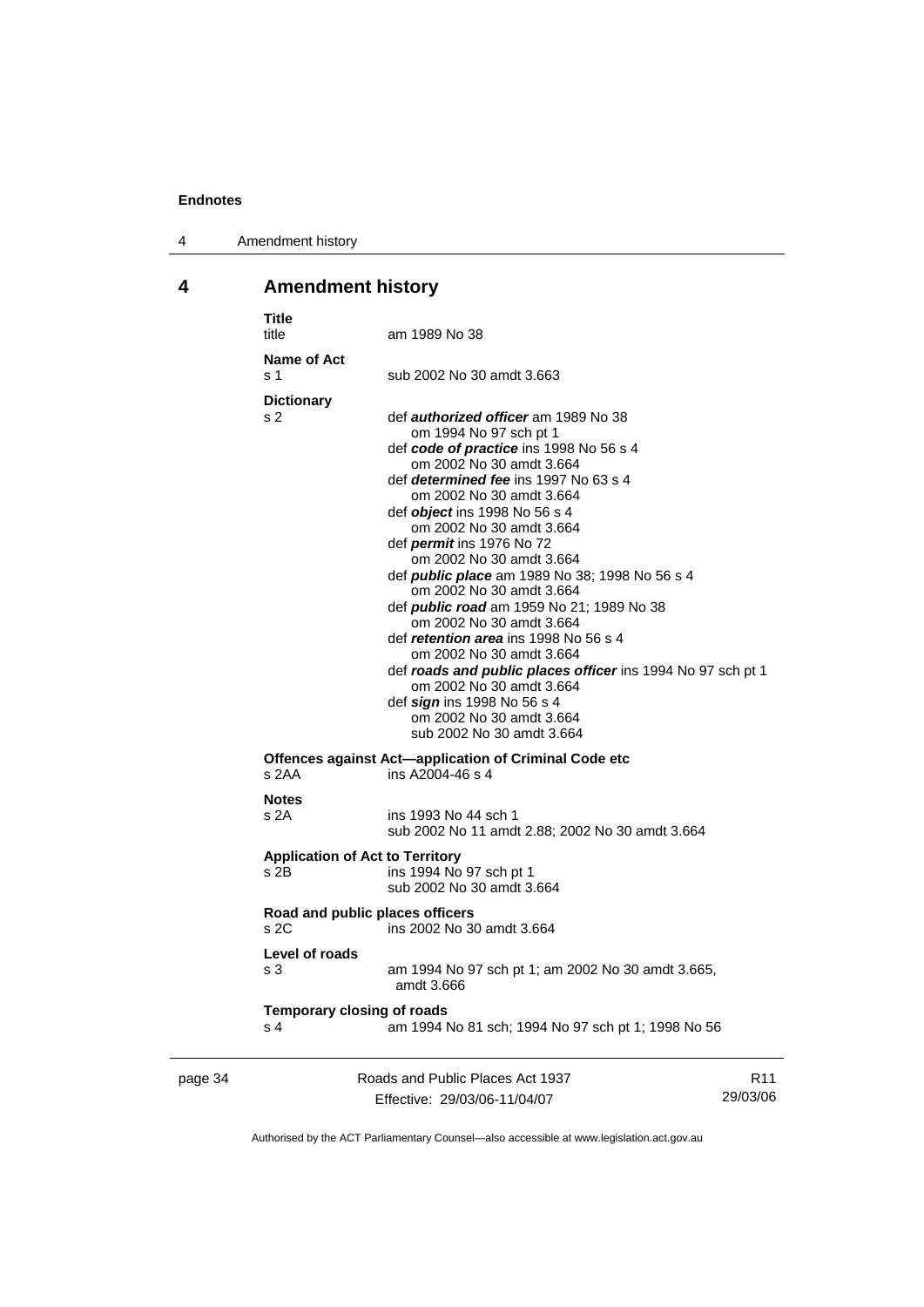## 4 Amendment history

**Title**
title am 1989 No 38

**Name of Act**
s 1 sub 2002 No 30 amdt 3.663

**Dictionary**
s 2 def ***authorized officer*** am 1989 No 38
om 1994 No 97 sch pt 1
def ***code of practice*** ins 1998 No 56 s 4
om 2002 No 30 amdt 3.664
def ***determined fee*** ins 1997 No 63 s 4
om 2002 No 30 amdt 3.664
def ***object*** ins 1998 No 56 s 4
om 2002 No 30 amdt 3.664
def ***permit*** ins 1976 No 72
om 2002 No 30 amdt 3.664
def ***public place*** am 1989 No 38; 1998 No 56 s 4
om 2002 No 30 amdt 3.664
def ***public road*** am 1959 No 21; 1989 No 38
om 2002 No 30 amdt 3.664
def ***retention area*** ins 1998 No 56 s 4
om 2002 No 30 amdt 3.664
def ***roads and public places officer*** ins 1994 No 97 sch pt 1
om 2002 No 30 amdt 3.664
def ***sign*** ins 1998 No 56 s 4
om 2002 No 30 amdt 3.664
sub 2002 No 30 amdt 3.664

**Offences against Act—application of Criminal Code etc**
s 2AA ins A2004-46 s 4

**Notes**
s 2A ins 1993 No 44 sch 1
sub 2002 No 11 amdt 2.88; 2002 No 30 amdt 3.664

**Application of Act to Territory**
s 2B ins 1994 No 97 sch pt 1
sub 2002 No 30 amdt 3.664

**Road and public places officers**
s 2C ins 2002 No 30 amdt 3.664

**Level of roads**
s 3 am 1994 No 97 sch pt 1; am 2002 No 30 amdt 3.665, amdt 3.666

**Temporary closing of roads**
s 4 am 1994 No 81 sch; 1994 No 97 sch pt 1; 1998 No 56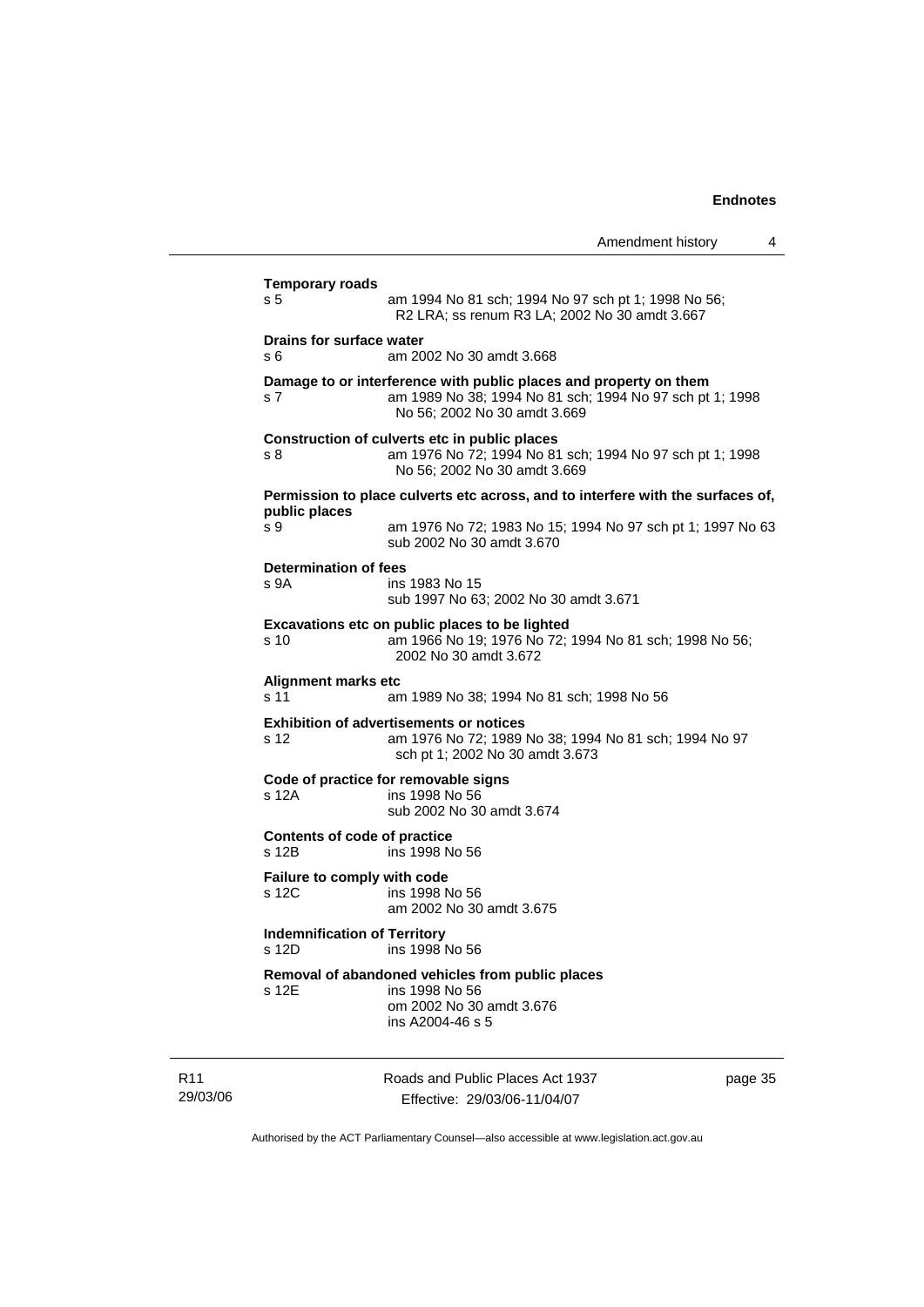**Temporary roads**
s 5 am 1994 No 81 sch; 1994 No 97 sch pt 1; 1998 No 56; R2 LRA; ss renum R3 LA; 2002 No 30 amdt 3.667

**Drains for surface water**
s 6 am 2002 No 30 amdt 3.668

**Damage to or interference with public places and property on them**
s 7 am 1989 No 38; 1994 No 81 sch; 1994 No 97 sch pt 1; 1998 No 56; 2002 No 30 amdt 3.669

**Construction of culverts etc in public places**
s 8 am 1976 No 72; 1994 No 81 sch; 1994 No 97 sch pt 1; 1998 No 56; 2002 No 30 amdt 3.669

**Permission to place culverts etc across, and to interfere with the surfaces of, public places**
s 9 am 1976 No 72; 1983 No 15; 1994 No 97 sch pt 1; 1997 No 63
sub 2002 No 30 amdt 3.670

**Determination of fees**
s 9A ins 1983 No 15
sub 1997 No 63; 2002 No 30 amdt 3.671

**Excavations etc on public places to be lighted**
s 10 am 1966 No 19; 1976 No 72; 1994 No 81 sch; 1998 No 56; 2002 No 30 amdt 3.672

**Alignment marks etc**
s 11 am 1989 No 38; 1994 No 81 sch; 1998 No 56

**Exhibition of advertisements or notices**
s 12 am 1976 No 72; 1989 No 38; 1994 No 81 sch; 1994 No 97 sch pt 1; 2002 No 30 amdt 3.673

**Code of practice for removable signs**
s 12A ins 1998 No 56
sub 2002 No 30 amdt 3.674

**Contents of code of practice**
s 12B ins 1998 No 56

**Failure to comply with code**
s 12C ins 1998 No 56
am 2002 No 30 amdt 3.675

**Indemnification of Territory**
s 12D ins 1998 No 56

**Removal of abandoned vehicles from public places**
s 12E ins 1998 No 56
om 2002 No 30 amdt 3.676
ins A2004-46 s 5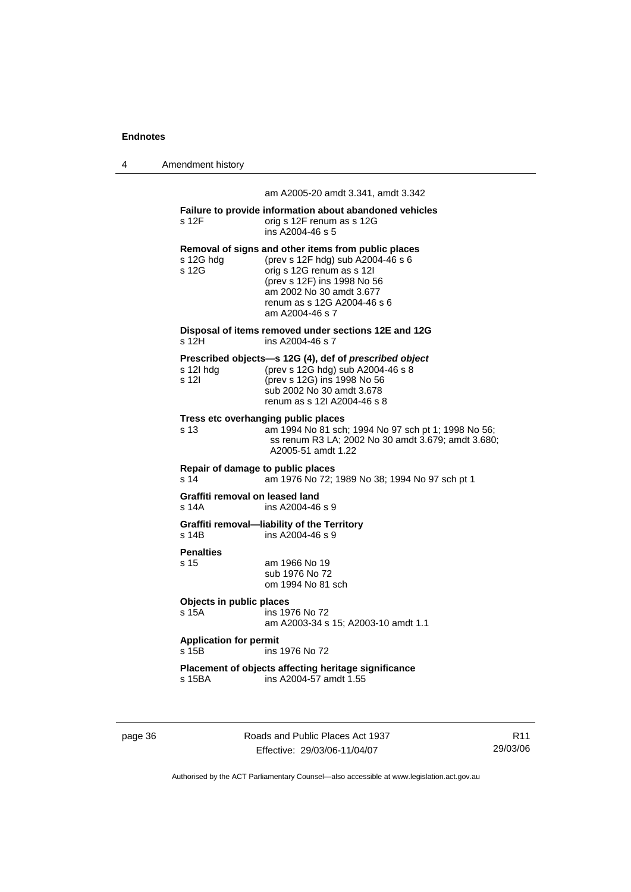am A2005-20 amdt 3.341, amdt 3.342

**Failure to provide information about abandoned vehicles**
s 12F orig s 12F renum as s 12G
ins A2004-46 s 5

**Removal of signs and other items from public places**
s 12G hdg (prev s 12F hdg) sub A2004-46 s 6
s 12G orig s 12G renum as s 12I
(prev s 12F) ins 1998 No 56
am 2002 No 30 amdt 3.677
renum as s 12G A2004-46 s 6
am A2004-46 s 7

**Disposal of items removed under sections 12E and 12G**
s 12H ins A2004-46 s 7

**Prescribed objects—s 12G (4), def of *prescribed object***
s 12I hdg (prev s 12G hdg) sub A2004-46 s 8
s 12I (prev s 12G) ins 1998 No 56
sub 2002 No 30 amdt 3.678
renum as s 12I A2004-46 s 8

**Tress etc overhanging public places**
s 13 am 1994 No 81 sch; 1994 No 97 sch pt 1; 1998 No 56; ss renum R3 LA; 2002 No 30 amdt 3.679; amdt 3.680; A2005-51 amdt 1.22

**Repair of damage to public places**
s 14 am 1976 No 72; 1989 No 38; 1994 No 97 sch pt 1

**Graffiti removal on leased land**
s 14A ins A2004-46 s 9

**Graffiti removal—liability of the Territory**
s 14B ins A2004-46 s 9

**Penalties**
s 15 am 1966 No 19
sub 1976 No 72
om 1994 No 81 sch

**Objects in public places**
s 15A ins 1976 No 72
am A2003-34 s 15; A2003-10 amdt 1.1

**Application for permit**
s 15B ins 1976 No 72

**Placement of objects affecting heritage significance**
s 15BA ins A2004-57 amdt 1.55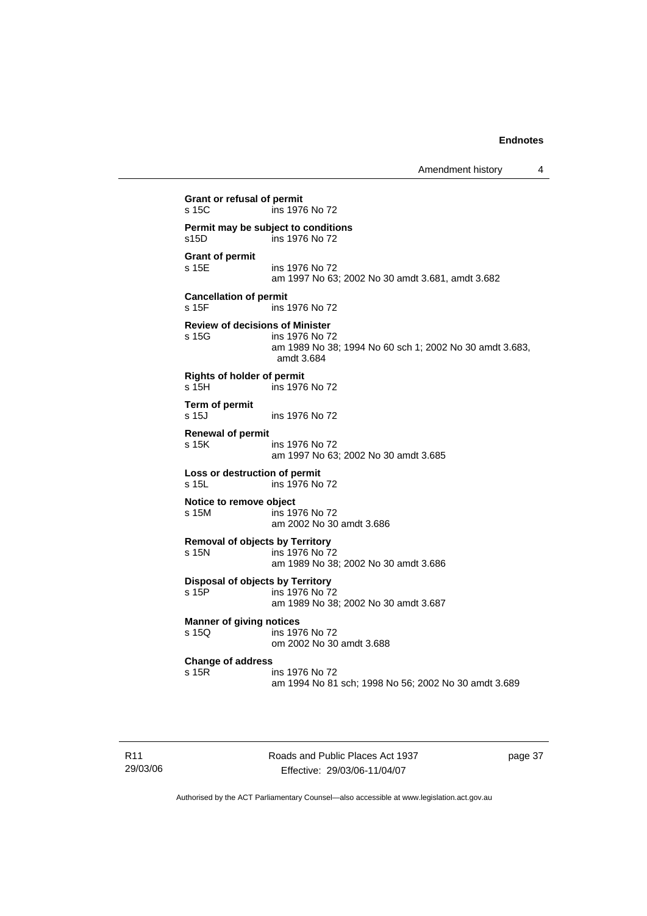**Grant or refusal of permit**
s 15C ins 1976 No 72

**Permit may be subject to conditions**
s15D ins 1976 No 72

**Grant of permit**
s 15E ins 1976 No 72
am 1997 No 63; 2002 No 30 amdt 3.681, amdt 3.682

**Cancellation of permit**
s 15F ins 1976 No 72

**Review of decisions of Minister**
s 15G ins 1976 No 72
am 1989 No 38; 1994 No 60 sch 1; 2002 No 30 amdt 3.683, amdt 3.684

**Rights of holder of permit**
s 15H ins 1976 No 72

**Term of permit**
s 15J ins 1976 No 72

**Renewal of permit**
s 15K ins 1976 No 72
am 1997 No 63; 2002 No 30 amdt 3.685

**Loss or destruction of permit**
s 15L ins 1976 No 72

**Notice to remove object**
s 15M ins 1976 No 72
am 2002 No 30 amdt 3.686

**Removal of objects by Territory**
s 15N ins 1976 No 72
am 1989 No 38; 2002 No 30 amdt 3.686

**Disposal of objects by Territory**
s 15P ins 1976 No 72
am 1989 No 38; 2002 No 30 amdt 3.687

**Manner of giving notices**
s 15Q ins 1976 No 72
om 2002 No 30 amdt 3.688

**Change of address**
s 15R ins 1976 No 72
am 1994 No 81 sch; 1998 No 56; 2002 No 30 amdt 3.689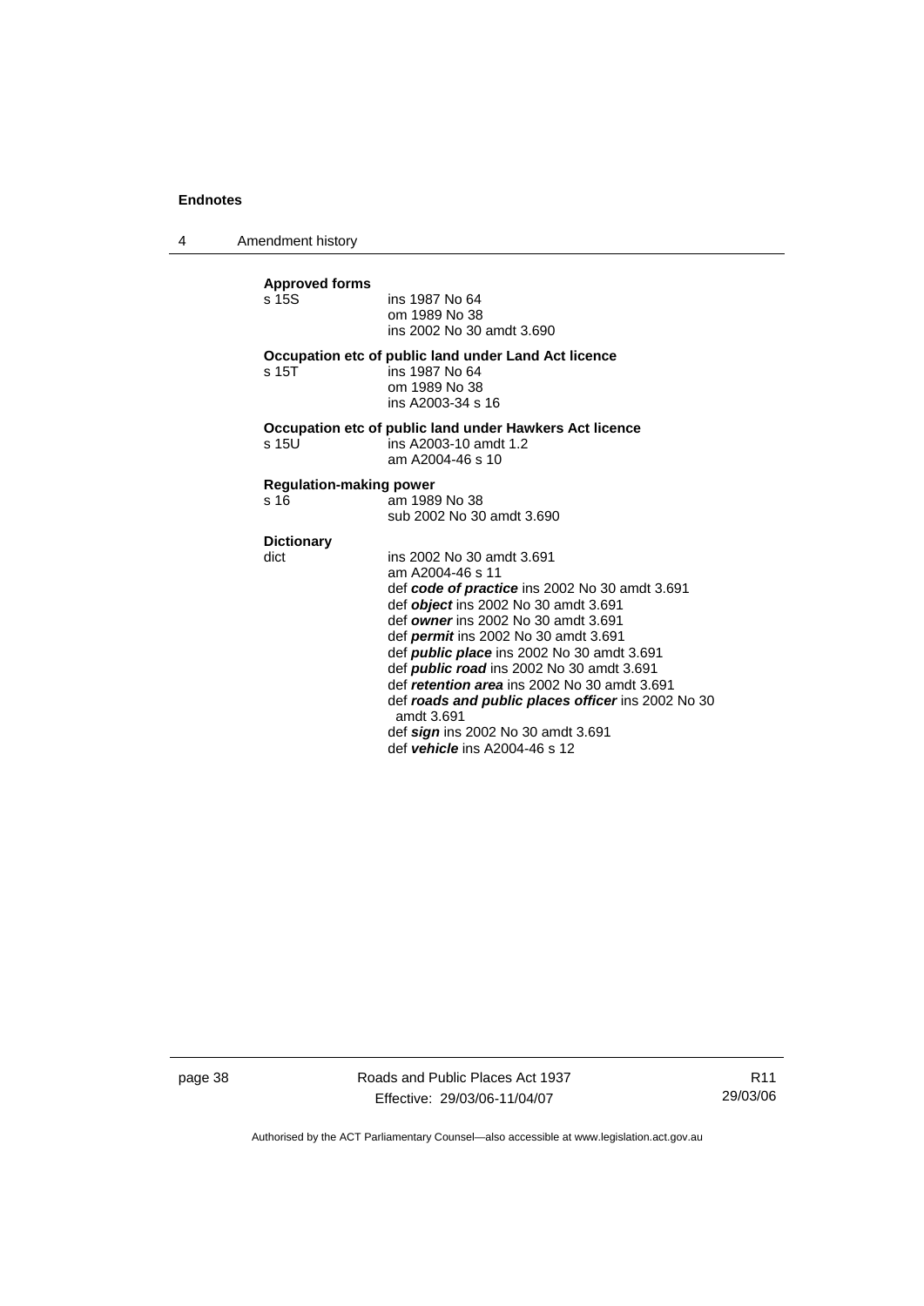**Approved forms**

s 15S ins 1987 No 64
om 1989 No 38
ins 2002 No 30 amdt 3.690

**Occupation etc of public land under Land Act licence**

s 15T ins 1987 No 64
om 1989 No 38
ins A2003-34 s 16

**Occupation etc of public land under Hawkers Act licence**

s 15U ins A2003-10 amdt 1.2
am A2004-46 s 10

**Regulation-making power**

s 16 am 1989 No 38
sub 2002 No 30 amdt 3.690

**Dictionary**

dict ins 2002 No 30 amdt 3.691
am A2004-46 s 11
def ***code of practice*** ins 2002 No 30 amdt 3.691
def ***object*** ins 2002 No 30 amdt 3.691
def ***owner*** ins 2002 No 30 amdt 3.691
def ***permit*** ins 2002 No 30 amdt 3.691
def ***public place*** ins 2002 No 30 amdt 3.691
def ***public road*** ins 2002 No 30 amdt 3.691
def ***retention area*** ins 2002 No 30 amdt 3.691
def ***roads and public places officer*** ins 2002 No 30 amdt 3.691
def ***sign*** ins 2002 No 30 amdt 3.691
def ***vehicle*** ins A2004-46 s 12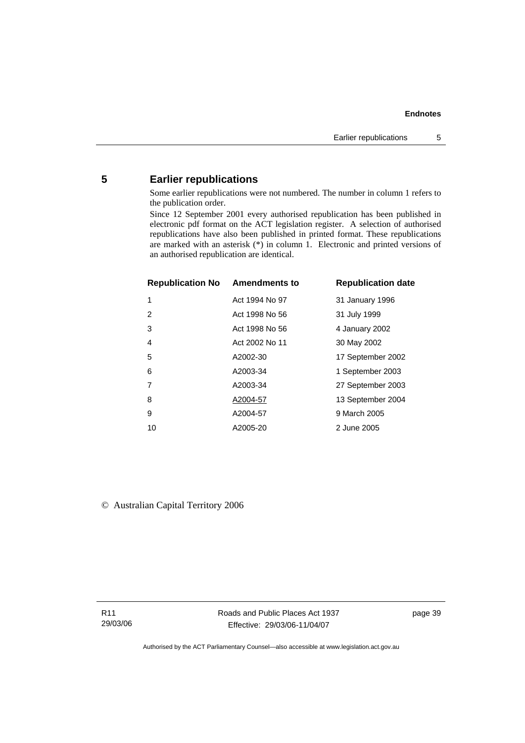## 5 Earlier republications

Some earlier republications were not numbered. The number in column 1 refers to the publication order.

Since 12 September 2001 every authorised republication has been published in electronic pdf format on the ACT legislation register. A selection of authorised republications have also been published in printed format. These republications are marked with an asterisk (*) in column 1. Electronic and printed versions of an authorised republication are identical.

| Republication No | Amendments to | Republication date |
|---|---|---|
| 1 | Act 1994 No 97 | 31 January 1996 |
| 2 | Act 1998 No 56 | 31 July 1999 |
| 3 | Act 1998 No 56 | 4 January 2002 |
| 4 | Act 2002 No 11 | 30 May 2002 |
| 5 | A2002-30 | 17 September 2002 |
| 6 | A2003-34 | 1 September 2003 |
| 7 | A2003-34 | 27 September 2003 |
| 8 | A2004-57 | 13 September 2004 |
| 9 | A2004-57 | 9 March 2005 |
| 10 | A2005-20 | 2 June 2005 |

© Australian Capital Territory 2006